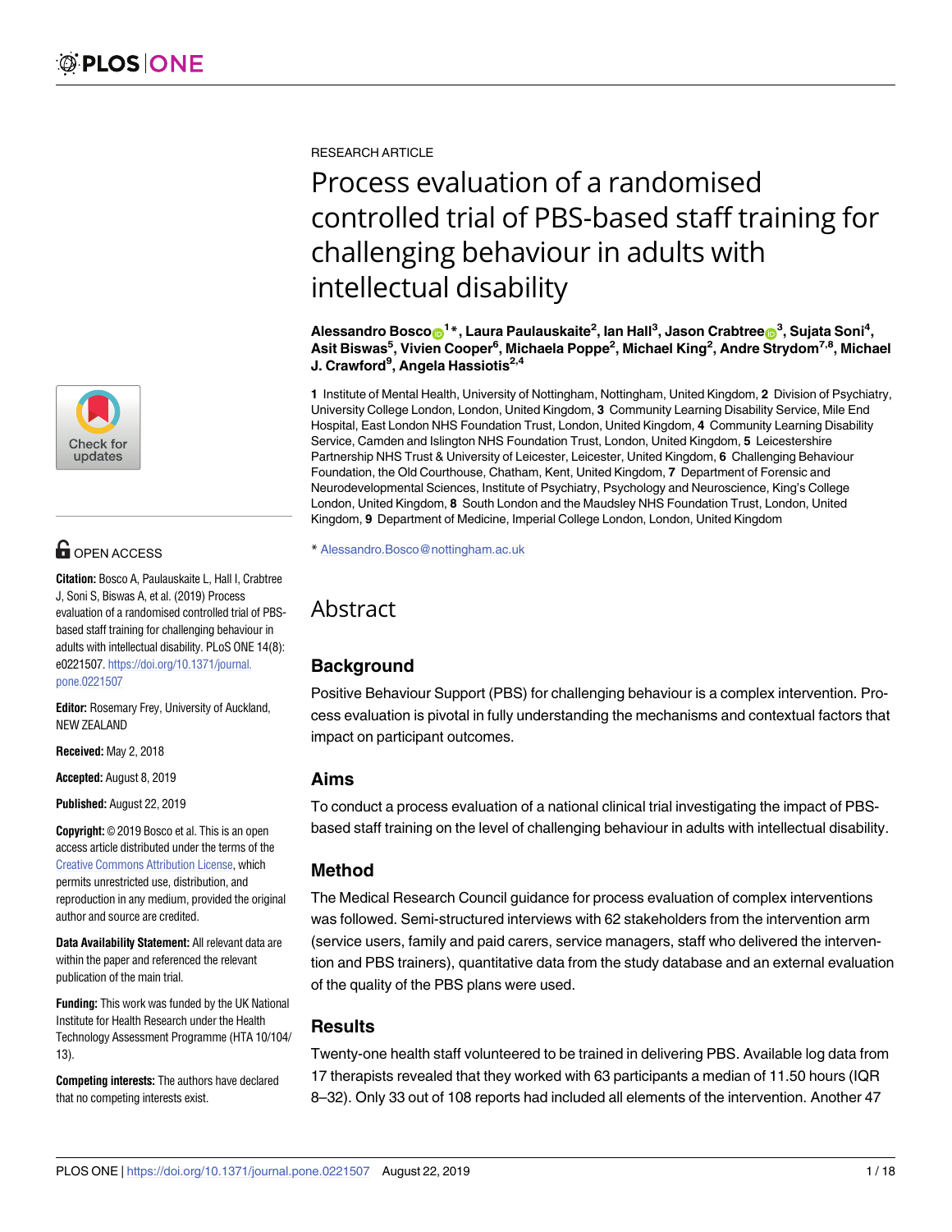RESEARCH ARTICLE

# Process evaluation of a randomised controlled trial of PBS-based staff training for challenging behaviour in adults with intellectual disability

**Alessandro Bosco[1]*, Laura Paulauskaite[2], Ian Hall[3], Jason Crabtree[3], Sujata Soni[4], Asit Biswas[5], Vivien Cooper[6], Michaela Poppe[2], Michael King[2], Andre Strydom[7,8], Michael J. Crawford[9], Angela Hassiotis[2,4]**

**1** Institute of Mental Health, University of Nottingham, Nottingham, United Kingdom, **2** Division of Psychiatry, University College London, London, United Kingdom, **3** Community Learning Disability Service, Mile End Hospital, East London NHS Foundation Trust, London, United Kingdom, **4** Community Learning Disability Service, Camden and Islington NHS Foundation Trust, London, United Kingdom, **5** Leicestershire Partnership NHS Trust & University of Leicester, Leicester, United Kingdom, **6** Challenging Behaviour Foundation, the Old Courthouse, Chatham, Kent, United Kingdom, **7** Department of Forensic and Neurodevelopmental Sciences, Institute of Psychiatry, Psychology and Neuroscience, King's College London, United Kingdom, **8** South London and the Maudsley NHS Foundation Trust, London, United Kingdom, **9** Department of Medicine, Imperial College London, London, United Kingdom

* Alessandro.Bosco@nottingham.ac.uk

OPEN ACCESS

**Citation:** Bosco A, Paulauskaite L, Hall I, Crabtree J, Soni S, Biswas A, et al. (2019) Process evaluation of a randomised controlled trial of PBS-based staff training for challenging behaviour in adults with intellectual disability. PLoS ONE 14(8): e0221507. https://doi.org/10.1371/journal.pone.0221507

**Editor:** Rosemary Frey, University of Auckland, NEW ZEALAND

**Received:** May 2, 2018

**Accepted:** August 8, 2019

**Published:** August 22, 2019

**Copyright:** © 2019 Bosco et al. This is an open access article distributed under the terms of the Creative Commons Attribution License, which permits unrestricted use, distribution, and reproduction in any medium, provided the original author and source are credited.

**Data Availability Statement:** All relevant data are within the paper and referenced the relevant publication of the main trial.

**Funding:** This work was funded by the UK National Institute for Health Research under the Health Technology Assessment Programme (HTA 10/104/13).

**Competing interests:** The authors have declared that no competing interests exist.

## Abstract

### Background

Positive Behaviour Support (PBS) for challenging behaviour is a complex intervention. Process evaluation is pivotal in fully understanding the mechanisms and contextual factors that impact on participant outcomes.

### Aims

To conduct a process evaluation of a national clinical trial investigating the impact of PBS-based staff training on the level of challenging behaviour in adults with intellectual disability.

### Method

The Medical Research Council guidance for process evaluation of complex interventions was followed. Semi-structured interviews with 62 stakeholders from the intervention arm (service users, family and paid carers, service managers, staff who delivered the intervention and PBS trainers), quantitative data from the study database and an external evaluation of the quality of the PBS plans were used.

### Results

Twenty-one health staff volunteered to be trained in delivering PBS. Available log data from 17 therapists revealed that they worked with 63 participants a median of 11.50 hours (IQR 8–32). Only 33 out of 108 reports had included all elements of the intervention. Another 47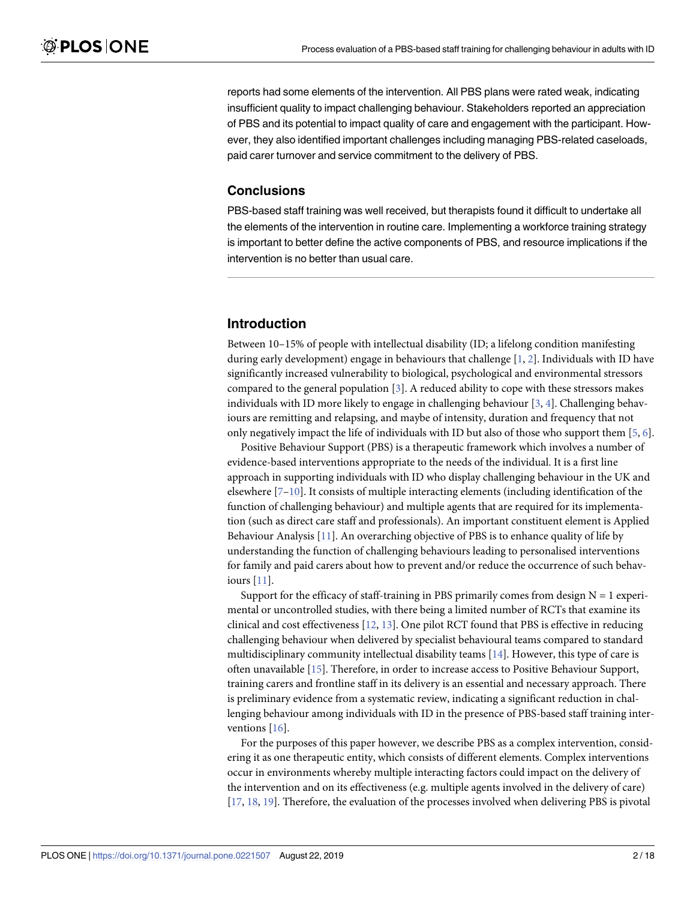reports had some elements of the intervention. All PBS plans were rated weak, indicating insufficient quality to impact challenging behaviour. Stakeholders reported an appreciation of PBS and its potential to impact quality of care and engagement with the participant. However, they also identified important challenges including managing PBS-related caseloads, paid carer turnover and service commitment to the delivery of PBS.

## Conclusions

PBS-based staff training was well received, but therapists found it difficult to undertake all the elements of the intervention in routine care. Implementing a workforce training strategy is important to better define the active components of PBS, and resource implications if the intervention is no better than usual care.

## Introduction

Between 10–15% of people with intellectual disability (ID; a lifelong condition manifesting during early development) engage in behaviours that challenge [1, 2]. Individuals with ID have significantly increased vulnerability to biological, psychological and environmental stressors compared to the general population [3]. A reduced ability to cope with these stressors makes individuals with ID more likely to engage in challenging behaviour [3, 4]. Challenging behaviours are remitting and relapsing, and maybe of intensity, duration and frequency that not only negatively impact the life of individuals with ID but also of those who support them [5, 6].

Positive Behaviour Support (PBS) is a therapeutic framework which involves a number of evidence-based interventions appropriate to the needs of the individual. It is a first line approach in supporting individuals with ID who display challenging behaviour in the UK and elsewhere [7–10]. It consists of multiple interacting elements (including identification of the function of challenging behaviour) and multiple agents that are required for its implementation (such as direct care staff and professionals). An important constituent element is Applied Behaviour Analysis [11]. An overarching objective of PBS is to enhance quality of life by understanding the function of challenging behaviours leading to personalised interventions for family and paid carers about how to prevent and/or reduce the occurrence of such behaviours [11].

Support for the efficacy of staff-training in PBS primarily comes from design N = 1 experimental or uncontrolled studies, with there being a limited number of RCTs that examine its clinical and cost effectiveness [12, 13]. One pilot RCT found that PBS is effective in reducing challenging behaviour when delivered by specialist behavioural teams compared to standard multidisciplinary community intellectual disability teams [14]. However, this type of care is often unavailable [15]. Therefore, in order to increase access to Positive Behaviour Support, training carers and frontline staff in its delivery is an essential and necessary approach. There is preliminary evidence from a systematic review, indicating a significant reduction in challenging behaviour among individuals with ID in the presence of PBS-based staff training interventions [16].

For the purposes of this paper however, we describe PBS as a complex intervention, considering it as one therapeutic entity, which consists of different elements. Complex interventions occur in environments whereby multiple interacting factors could impact on the delivery of the intervention and on its effectiveness (e.g. multiple agents involved in the delivery of care) [17, 18, 19]. Therefore, the evaluation of the processes involved when delivering PBS is pivotal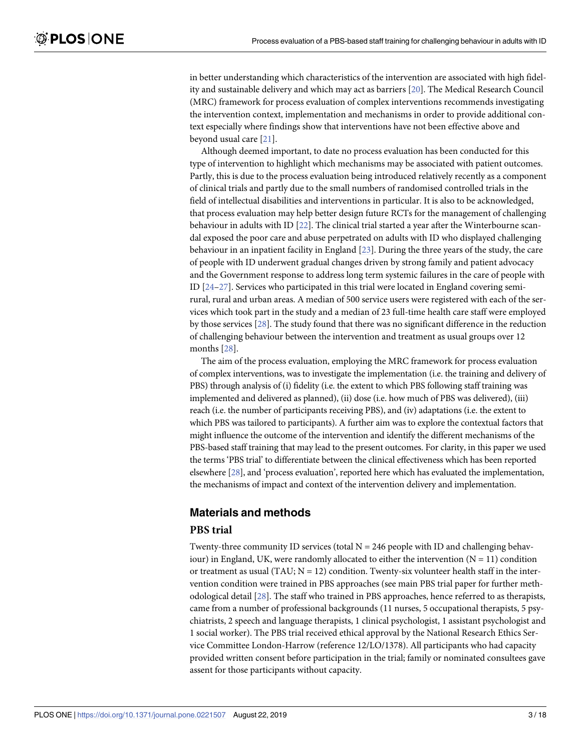in better understanding which characteristics of the intervention are associated with high fidelity and sustainable delivery and which may act as barriers [20]. The Medical Research Council (MRC) framework for process evaluation of complex interventions recommends investigating the intervention context, implementation and mechanisms in order to provide additional context especially where findings show that interventions have not been effective above and beyond usual care [21].

Although deemed important, to date no process evaluation has been conducted for this type of intervention to highlight which mechanisms may be associated with patient outcomes. Partly, this is due to the process evaluation being introduced relatively recently as a component of clinical trials and partly due to the small numbers of randomised controlled trials in the field of intellectual disabilities and interventions in particular. It is also to be acknowledged, that process evaluation may help better design future RCTs for the management of challenging behaviour in adults with ID [22]. The clinical trial started a year after the Winterbourne scandal exposed the poor care and abuse perpetrated on adults with ID who displayed challenging behaviour in an inpatient facility in England [23]. During the three years of the study, the care of people with ID underwent gradual changes driven by strong family and patient advocacy and the Government response to address long term systemic failures in the care of people with ID [24–27]. Services who participated in this trial were located in England covering semi-rural, rural and urban areas. A median of 500 service users were registered with each of the services which took part in the study and a median of 23 full-time health care staff were employed by those services [28]. The study found that there was no significant difference in the reduction of challenging behaviour between the intervention and treatment as usual groups over 12 months [28].

The aim of the process evaluation, employing the MRC framework for process evaluation of complex interventions, was to investigate the implementation (i.e. the training and delivery of PBS) through analysis of (i) fidelity (i.e. the extent to which PBS following staff training was implemented and delivered as planned), (ii) dose (i.e. how much of PBS was delivered), (iii) reach (i.e. the number of participants receiving PBS), and (iv) adaptations (i.e. the extent to which PBS was tailored to participants). A further aim was to explore the contextual factors that might influence the outcome of the intervention and identify the different mechanisms of the PBS-based staff training that may lead to the present outcomes. For clarity, in this paper we used the terms 'PBS trial' to differentiate between the clinical effectiveness which has been reported elsewhere [28], and 'process evaluation', reported here which has evaluated the implementation, the mechanisms of impact and context of the intervention delivery and implementation.

## Materials and methods

### PBS trial

Twenty-three community ID services (total N = 246 people with ID and challenging behaviour) in England, UK, were randomly allocated to either the intervention (N = 11) condition or treatment as usual (TAU; N = 12) condition. Twenty-six volunteer health staff in the intervention condition were trained in PBS approaches (see main PBS trial paper for further methodological detail [28]. The staff who trained in PBS approaches, hence referred to as therapists, came from a number of professional backgrounds (11 nurses, 5 occupational therapists, 5 psychiatrists, 2 speech and language therapists, 1 clinical psychologist, 1 assistant psychologist and 1 social worker). The PBS trial received ethical approval by the National Research Ethics Service Committee London-Harrow (reference 12/LO/1378). All participants who had capacity provided written consent before participation in the trial; family or nominated consultees gave assent for those participants without capacity.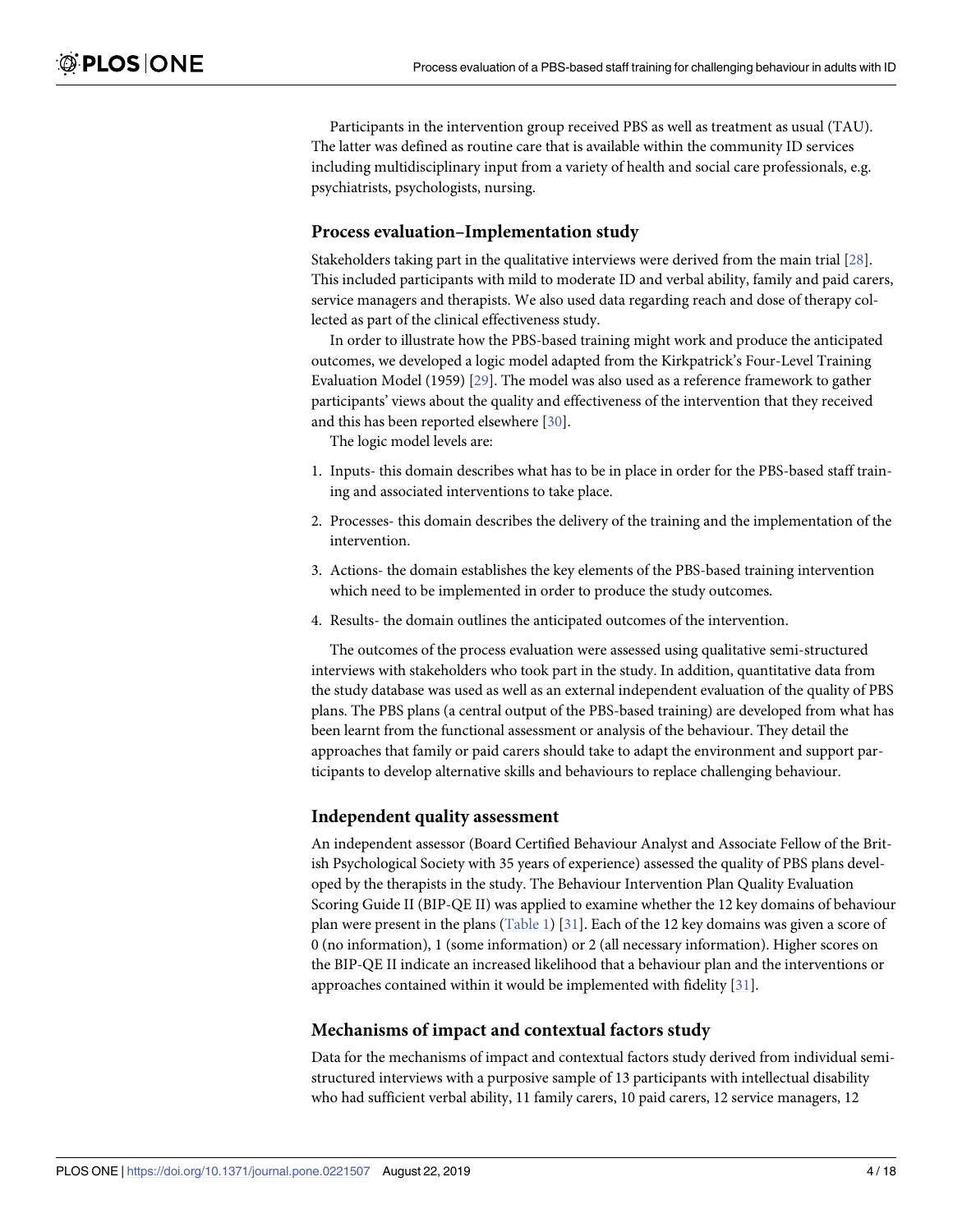Participants in the intervention group received PBS as well as treatment as usual (TAU). The latter was defined as routine care that is available within the community ID services including multidisciplinary input from a variety of health and social care professionals, e.g. psychiatrists, psychologists, nursing.

## Process evaluation–Implementation study

Stakeholders taking part in the qualitative interviews were derived from the main trial [28]. This included participants with mild to moderate ID and verbal ability, family and paid carers, service managers and therapists. We also used data regarding reach and dose of therapy collected as part of the clinical effectiveness study.

In order to illustrate how the PBS-based training might work and produce the anticipated outcomes, we developed a logic model adapted from the Kirkpatrick's Four-Level Training Evaluation Model (1959) [29]. The model was also used as a reference framework to gather participants' views about the quality and effectiveness of the intervention that they received and this has been reported elsewhere [30].

The logic model levels are:

1. Inputs- this domain describes what has to be in place in order for the PBS-based staff training and associated interventions to take place.
2. Processes- this domain describes the delivery of the training and the implementation of the intervention.
3. Actions- the domain establishes the key elements of the PBS-based training intervention which need to be implemented in order to produce the study outcomes.
4. Results- the domain outlines the anticipated outcomes of the intervention.

The outcomes of the process evaluation were assessed using qualitative semi-structured interviews with stakeholders who took part in the study. In addition, quantitative data from the study database was used as well as an external independent evaluation of the quality of PBS plans. The PBS plans (a central output of the PBS-based training) are developed from what has been learnt from the functional assessment or analysis of the behaviour. They detail the approaches that family or paid carers should take to adapt the environment and support participants to develop alternative skills and behaviours to replace challenging behaviour.

## Independent quality assessment

An independent assessor (Board Certified Behaviour Analyst and Associate Fellow of the British Psychological Society with 35 years of experience) assessed the quality of PBS plans developed by the therapists in the study. The Behaviour Intervention Plan Quality Evaluation Scoring Guide II (BIP-QE II) was applied to examine whether the 12 key domains of behaviour plan were present in the plans (Table 1) [31]. Each of the 12 key domains was given a score of 0 (no information), 1 (some information) or 2 (all necessary information). Higher scores on the BIP-QE II indicate an increased likelihood that a behaviour plan and the interventions or approaches contained within it would be implemented with fidelity [31].

## Mechanisms of impact and contextual factors study

Data for the mechanisms of impact and contextual factors study derived from individual semi-structured interviews with a purposive sample of 13 participants with intellectual disability who had sufficient verbal ability, 11 family carers, 10 paid carers, 12 service managers, 12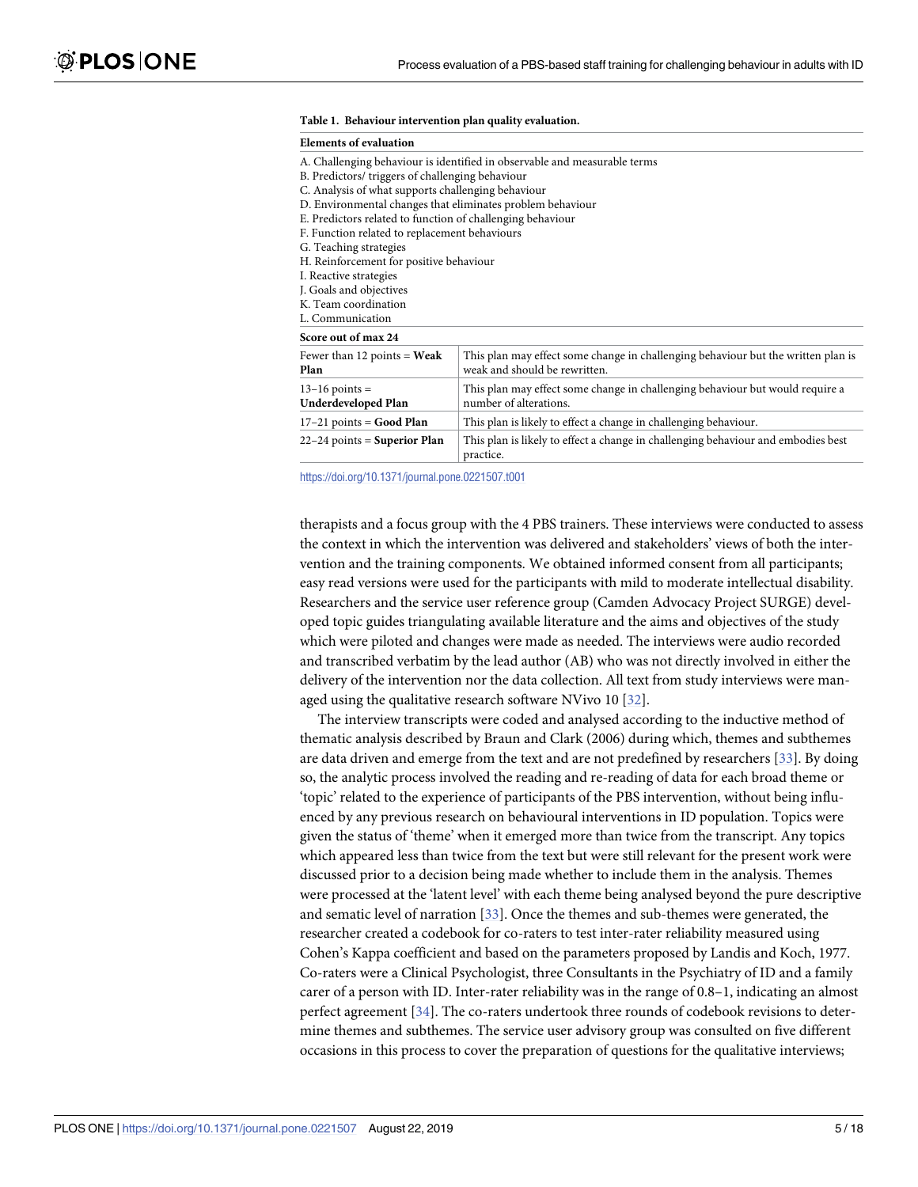**Table 1. Behaviour intervention plan quality evaluation.**

| Elements of evaluation | |
|---|---|
| A. Challenging behaviour is identified in observable and measurable terms<br>B. Predictors/ triggers of challenging behaviour<br>C. Analysis of what supports challenging behaviour<br>D. Environmental changes that eliminates problem behaviour<br>E. Predictors related to function of challenging behaviour<br>F. Function related to replacement behaviours<br>G. Teaching strategies<br>H. Reinforcement for positive behaviour<br>I. Reactive strategies<br>J. Goals and objectives<br>K. Team coordination<br>L. Communication | |
| **Score out of max 24** | |
| Fewer than 12 points = **Weak Plan** | This plan may effect some change in challenging behaviour but the written plan is weak and should be rewritten. |
| 13–16 points = **Underdeveloped Plan** | This plan may effect some change in challenging behaviour but would require a number of alterations. |
| 17–21 points = **Good Plan** | This plan is likely to effect a change in challenging behaviour. |
| 22–24 points = **Superior Plan** | This plan is likely to effect a change in challenging behaviour and embodies best practice. |

https://doi.org/10.1371/journal.pone.0221507.t001

therapists and a focus group with the 4 PBS trainers. These interviews were conducted to assess the context in which the intervention was delivered and stakeholders' views of both the intervention and the training components. We obtained informed consent from all participants; easy read versions were used for the participants with mild to moderate intellectual disability. Researchers and the service user reference group (Camden Advocacy Project SURGE) developed topic guides triangulating available literature and the aims and objectives of the study which were piloted and changes were made as needed. The interviews were audio recorded and transcribed verbatim by the lead author (AB) who was not directly involved in either the delivery of the intervention nor the data collection. All text from study interviews were managed using the qualitative research software NVivo 10 [32].

The interview transcripts were coded and analysed according to the inductive method of thematic analysis described by Braun and Clark (2006) during which, themes and subthemes are data driven and emerge from the text and are not predefined by researchers [33]. By doing so, the analytic process involved the reading and re-reading of data for each broad theme or 'topic' related to the experience of participants of the PBS intervention, without being influenced by any previous research on behavioural interventions in ID population. Topics were given the status of 'theme' when it emerged more than twice from the transcript. Any topics which appeared less than twice from the text but were still relevant for the present work were discussed prior to a decision being made whether to include them in the analysis. Themes were processed at the 'latent level' with each theme being analysed beyond the pure descriptive and sematic level of narration [33]. Once the themes and sub-themes were generated, the researcher created a codebook for co-raters to test inter-rater reliability measured using Cohen's Kappa coefficient and based on the parameters proposed by Landis and Koch, 1977. Co-raters were a Clinical Psychologist, three Consultants in the Psychiatry of ID and a family carer of a person with ID. Inter-rater reliability was in the range of 0.8–1, indicating an almost perfect agreement [34]. The co-raters undertook three rounds of codebook revisions to determine themes and subthemes. The service user advisory group was consulted on five different occasions in this process to cover the preparation of questions for the qualitative interviews;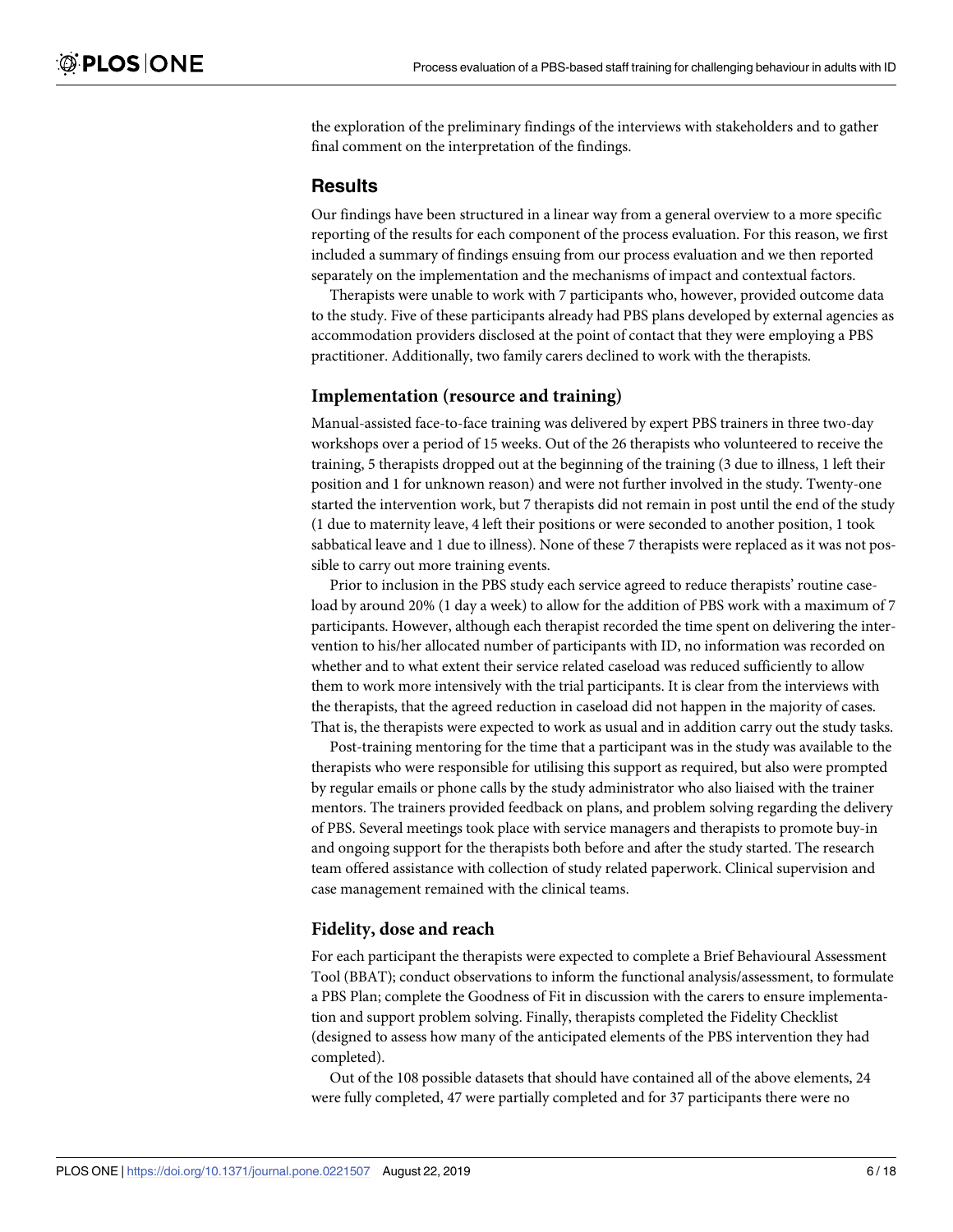the exploration of the preliminary findings of the interviews with stakeholders and to gather final comment on the interpretation of the findings.

## Results

Our findings have been structured in a linear way from a general overview to a more specific reporting of the results for each component of the process evaluation. For this reason, we first included a summary of findings ensuing from our process evaluation and we then reported separately on the implementation and the mechanisms of impact and contextual factors.

Therapists were unable to work with 7 participants who, however, provided outcome data to the study. Five of these participants already had PBS plans developed by external agencies as accommodation providers disclosed at the point of contact that they were employing a PBS practitioner. Additionally, two family carers declined to work with the therapists.

### Implementation (resource and training)

Manual-assisted face-to-face training was delivered by expert PBS trainers in three two-day workshops over a period of 15 weeks. Out of the 26 therapists who volunteered to receive the training, 5 therapists dropped out at the beginning of the training (3 due to illness, 1 left their position and 1 for unknown reason) and were not further involved in the study. Twenty-one started the intervention work, but 7 therapists did not remain in post until the end of the study (1 due to maternity leave, 4 left their positions or were seconded to another position, 1 took sabbatical leave and 1 due to illness). None of these 7 therapists were replaced as it was not possible to carry out more training events.

Prior to inclusion in the PBS study each service agreed to reduce therapists' routine caseload by around 20% (1 day a week) to allow for the addition of PBS work with a maximum of 7 participants. However, although each therapist recorded the time spent on delivering the intervention to his/her allocated number of participants with ID, no information was recorded on whether and to what extent their service related caseload was reduced sufficiently to allow them to work more intensively with the trial participants. It is clear from the interviews with the therapists, that the agreed reduction in caseload did not happen in the majority of cases. That is, the therapists were expected to work as usual and in addition carry out the study tasks.

Post-training mentoring for the time that a participant was in the study was available to the therapists who were responsible for utilising this support as required, but also were prompted by regular emails or phone calls by the study administrator who also liaised with the trainer mentors. The trainers provided feedback on plans, and problem solving regarding the delivery of PBS. Several meetings took place with service managers and therapists to promote buy-in and ongoing support for the therapists both before and after the study started. The research team offered assistance with collection of study related paperwork. Clinical supervision and case management remained with the clinical teams.

### Fidelity, dose and reach

For each participant the therapists were expected to complete a Brief Behavioural Assessment Tool (BBAT); conduct observations to inform the functional analysis/assessment, to formulate a PBS Plan; complete the Goodness of Fit in discussion with the carers to ensure implementation and support problem solving. Finally, therapists completed the Fidelity Checklist (designed to assess how many of the anticipated elements of the PBS intervention they had completed).

Out of the 108 possible datasets that should have contained all of the above elements, 24 were fully completed, 47 were partially completed and for 37 participants there were no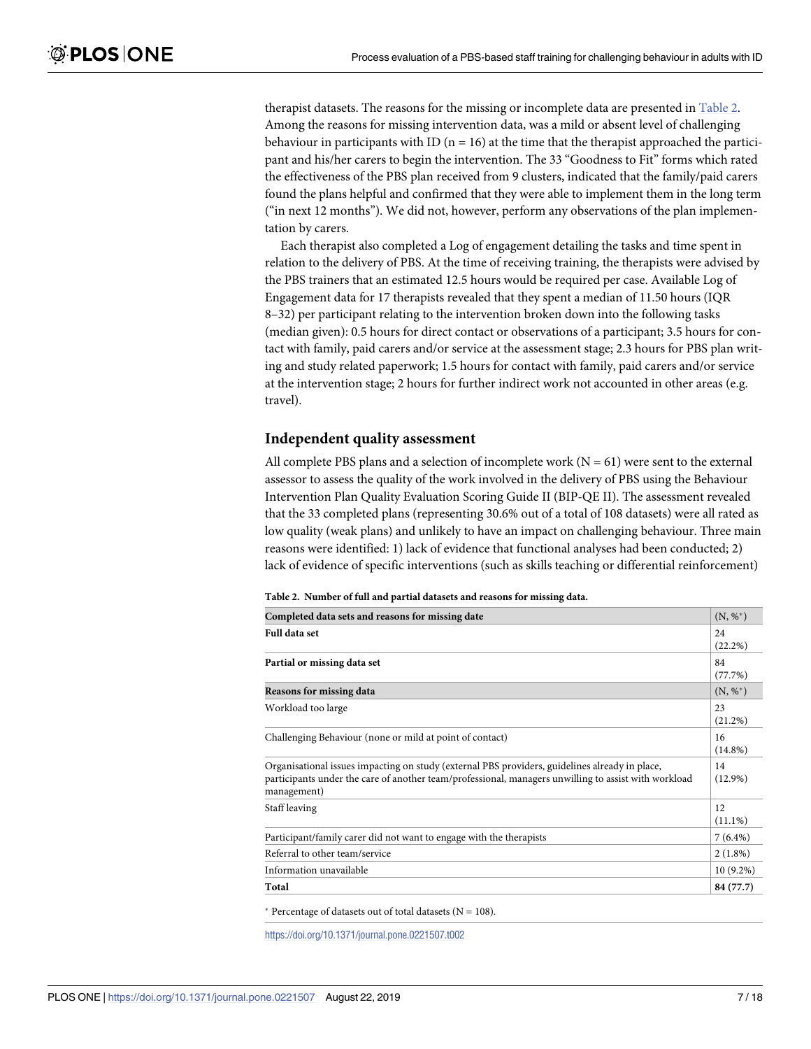therapist datasets. The reasons for the missing or incomplete data are presented in Table 2. Among the reasons for missing intervention data, was a mild or absent level of challenging behaviour in participants with ID (n = 16) at the time that the therapist approached the participant and his/her carers to begin the intervention. The 33 "Goodness to Fit" forms which rated the effectiveness of the PBS plan received from 9 clusters, indicated that the family/paid carers found the plans helpful and confirmed that they were able to implement them in the long term ("in next 12 months"). We did not, however, perform any observations of the plan implementation by carers.

Each therapist also completed a Log of engagement detailing the tasks and time spent in relation to the delivery of PBS. At the time of receiving training, the therapists were advised by the PBS trainers that an estimated 12.5 hours would be required per case. Available Log of Engagement data for 17 therapists revealed that they spent a median of 11.50 hours (IQR 8–32) per participant relating to the intervention broken down into the following tasks (median given): 0.5 hours for direct contact or observations of a participant; 3.5 hours for contact with family, paid carers and/or service at the assessment stage; 2.3 hours for PBS plan writing and study related paperwork; 1.5 hours for contact with family, paid carers and/or service at the intervention stage; 2 hours for further indirect work not accounted in other areas (e.g. travel).

## Independent quality assessment

All complete PBS plans and a selection of incomplete work (N = 61) were sent to the external assessor to assess the quality of the work involved in the delivery of PBS using the Behaviour Intervention Plan Quality Evaluation Scoring Guide II (BIP-QE II). The assessment revealed that the 33 completed plans (representing 30.6% out of a total of 108 datasets) were all rated as low quality (weak plans) and unlikely to have an impact on challenging behaviour. Three main reasons were identified: 1) lack of evidence that functional analyses had been conducted; 2) lack of evidence of specific interventions (such as skills teaching or differential reinforcement)

**Table 2. Number of full and partial datasets and reasons for missing data.**

| Completed data sets and reasons for missing date | (N, %*) |
|---|---|
| **Full data set** | 24 (22.2%) |
| **Partial or missing data set** | 84 (77.7%) |
| **Reasons for missing data** | (N, %*) |
| Workload too large | 23 (21.2%) |
| Challenging Behaviour (none or mild at point of contact) | 16 (14.8%) |
| Organisational issues impacting on study (external PBS providers, guidelines already in place, participants under the care of another team/professional, managers unwilling to assist with workload management) | 14 (12.9%) |
| Staff leaving | 12 (11.1%) |
| Participant/family carer did not want to engage with the therapists | 7 (6.4%) |
| Referral to other team/service | 2 (1.8%) |
| Information unavailable | 10 (9.2%) |
| **Total** | **84 (77.7)** |

* Percentage of datasets out of total datasets (N = 108).

https://doi.org/10.1371/journal.pone.0221507.t002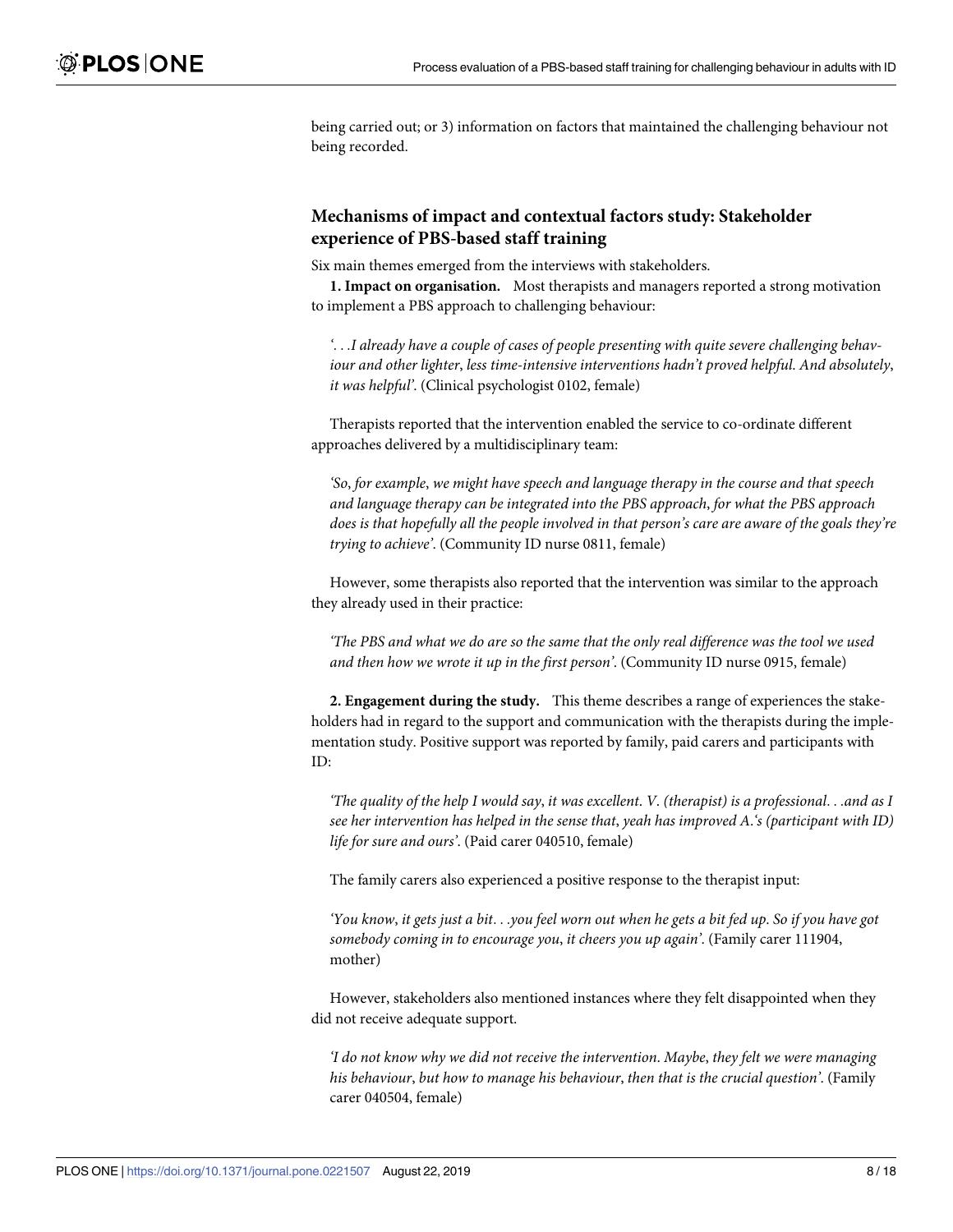being carried out; or 3) information on factors that maintained the challenging behaviour not being recorded.

### Mechanisms of impact and contextual factors study: Stakeholder experience of PBS-based staff training

Six main themes emerged from the interviews with stakeholders.

**1. Impact on organisation.** Most therapists and managers reported a strong motivation to implement a PBS approach to challenging behaviour:

> *'. . .I already have a couple of cases of people presenting with quite severe challenging behaviour and other lighter, less time-intensive interventions hadn't proved helpful. And absolutely, it was helpful'.* (Clinical psychologist 0102, female)

Therapists reported that the intervention enabled the service to co-ordinate different approaches delivered by a multidisciplinary team:

> *'So, for example, we might have speech and language therapy in the course and that speech and language therapy can be integrated into the PBS approach, for what the PBS approach does is that hopefully all the people involved in that person's care are aware of the goals they're trying to achieve'.* (Community ID nurse 0811, female)

However, some therapists also reported that the intervention was similar to the approach they already used in their practice:

> *'The PBS and what we do are so the same that the only real difference was the tool we used and then how we wrote it up in the first person'.* (Community ID nurse 0915, female)

**2. Engagement during the study.** This theme describes a range of experiences the stakeholders had in regard to the support and communication with the therapists during the implementation study. Positive support was reported by family, paid carers and participants with ID:

> *'The quality of the help I would say, it was excellent. V. (therapist) is a professional. . .and as I see her intervention has helped in the sense that, yeah has improved A.'s (participant with ID) life for sure and ours'.* (Paid carer 040510, female)

The family carers also experienced a positive response to the therapist input:

> *'You know, it gets just a bit. . .you feel worn out when he gets a bit fed up. So if you have got somebody coming in to encourage you, it cheers you up again'.* (Family carer 111904, mother)

However, stakeholders also mentioned instances where they felt disappointed when they did not receive adequate support.

> *'I do not know why we did not receive the intervention. Maybe, they felt we were managing his behaviour, but how to manage his behaviour, then that is the crucial question'.* (Family carer 040504, female)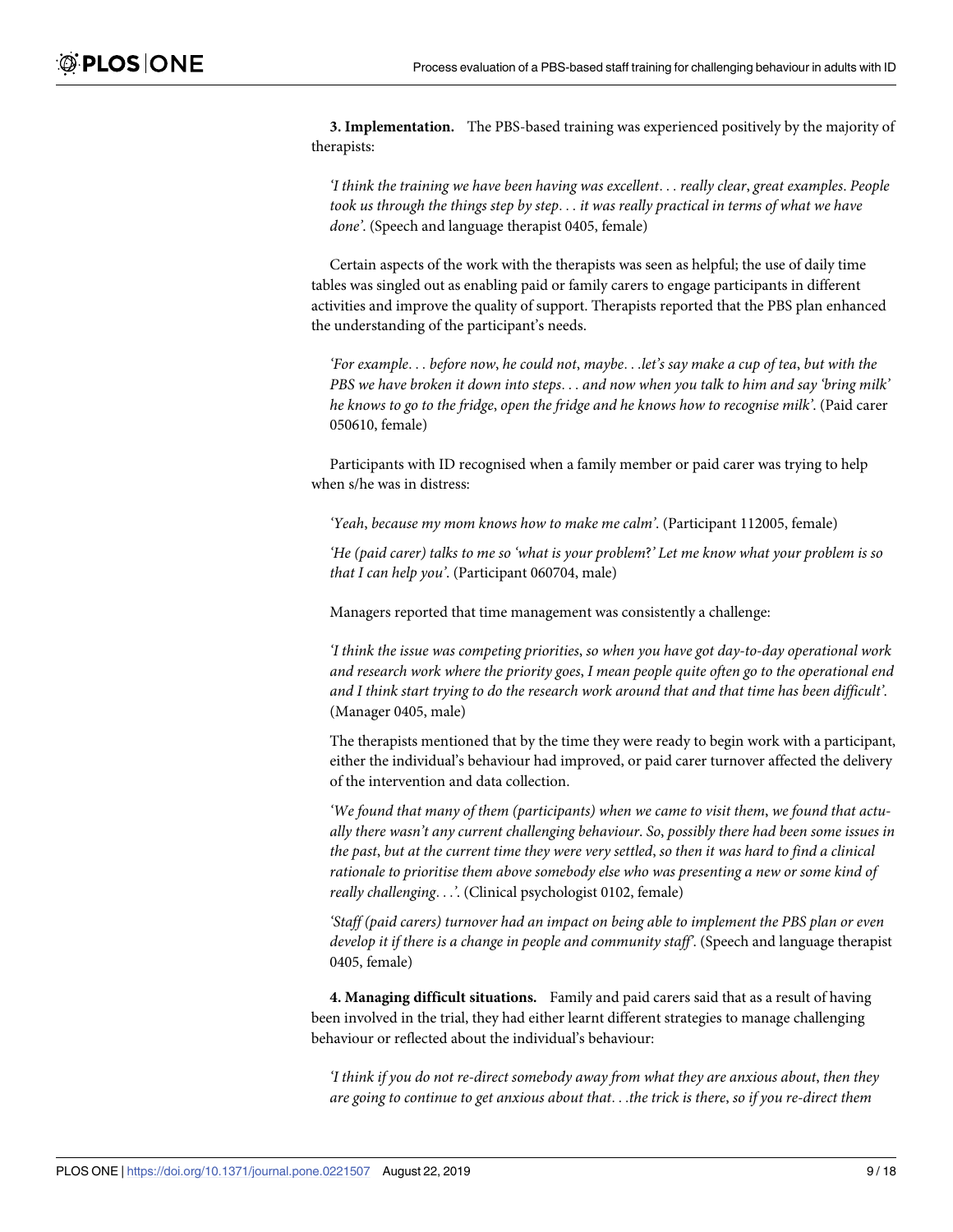**3. Implementation.** The PBS-based training was experienced positively by the majority of therapists:

> *'I think the training we have been having was excellent. . . really clear, great examples. People took us through the things step by step. . . it was really practical in terms of what we have done'.* (Speech and language therapist 0405, female)

Certain aspects of the work with the therapists was seen as helpful; the use of daily time tables was singled out as enabling paid or family carers to engage participants in different activities and improve the quality of support. Therapists reported that the PBS plan enhanced the understanding of the participant's needs.

> *'For example. . . before now, he could not, maybe. . .let's say make a cup of tea, but with the PBS we have broken it down into steps. . . and now when you talk to him and say 'bring milk' he knows to go to the fridge, open the fridge and he knows how to recognise milk'.* (Paid carer 050610, female)

Participants with ID recognised when a family member or paid carer was trying to help when s/he was in distress:

> *'Yeah, because my mom knows how to make me calm'.* (Participant 112005, female)

> *'He (paid carer) talks to me so 'what is your problem?' Let me know what your problem is so that I can help you'.* (Participant 060704, male)

Managers reported that time management was consistently a challenge:

> *'I think the issue was competing priorities, so when you have got day-to-day operational work and research work where the priority goes, I mean people quite often go to the operational end and I think start trying to do the research work around that and that time has been difficult'.* (Manager 0405, male)

The therapists mentioned that by the time they were ready to begin work with a participant, either the individual's behaviour had improved, or paid carer turnover affected the delivery of the intervention and data collection.

> *'We found that many of them (participants) when we came to visit them, we found that actually there wasn't any current challenging behaviour. So, possibly there had been some issues in the past, but at the current time they were very settled, so then it was hard to find a clinical rationale to prioritise them above somebody else who was presenting a new or some kind of really challenging. . .'.* (Clinical psychologist 0102, female)

> *'Staff (paid carers) turnover had an impact on being able to implement the PBS plan or even develop it if there is a change in people and community staff'.* (Speech and language therapist 0405, female)

**4. Managing difficult situations.** Family and paid carers said that as a result of having been involved in the trial, they had either learnt different strategies to manage challenging behaviour or reflected about the individual's behaviour:

> *'I think if you do not re-direct somebody away from what they are anxious about, then they are going to continue to get anxious about that. . .the trick is there, so if you re-direct them*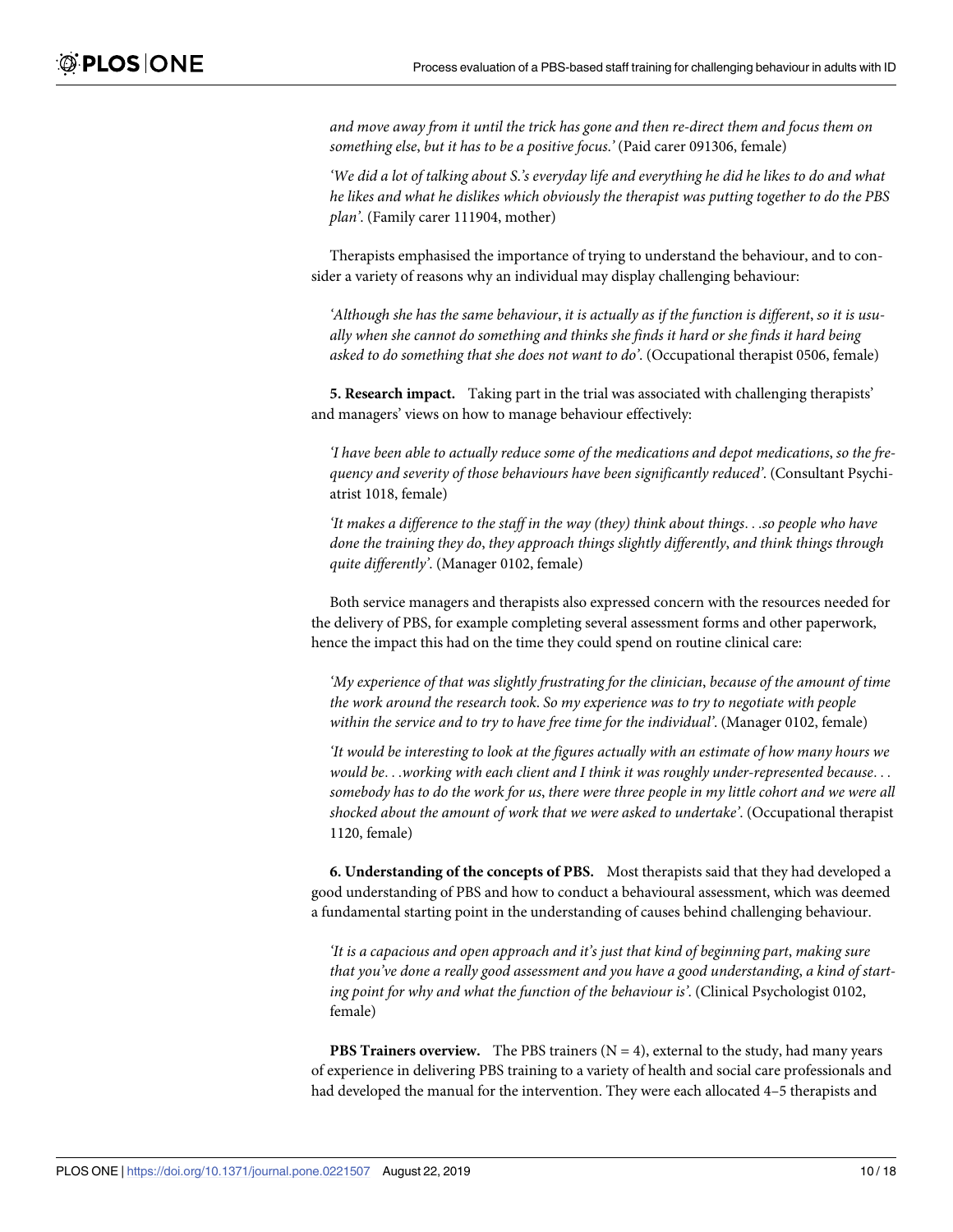*and move away from it until the trick has gone and then re-direct them and focus them on something else, but it has to be a positive focus.'* (Paid carer 091306, female)

*'We did a lot of talking about S.'s everyday life and everything he did he likes to do and what he likes and what he dislikes which obviously the therapist was putting together to do the PBS plan'.* (Family carer 111904, mother)

Therapists emphasised the importance of trying to understand the behaviour, and to consider a variety of reasons why an individual may display challenging behaviour:

*'Although she has the same behaviour, it is actually as if the function is different, so it is usually when she cannot do something and thinks she finds it hard or she finds it hard being asked to do something that she does not want to do'.* (Occupational therapist 0506, female)

**5. Research impact.** Taking part in the trial was associated with challenging therapists' and managers' views on how to manage behaviour effectively:

*'I have been able to actually reduce some of the medications and depot medications, so the frequency and severity of those behaviours have been significantly reduced'.* (Consultant Psychiatrist 1018, female)

*'It makes a difference to the staff in the way (they) think about things. . .so people who have done the training they do, they approach things slightly differently, and think things through quite differently'.* (Manager 0102, female)

Both service managers and therapists also expressed concern with the resources needed for the delivery of PBS, for example completing several assessment forms and other paperwork, hence the impact this had on the time they could spend on routine clinical care:

*'My experience of that was slightly frustrating for the clinician, because of the amount of time the work around the research took. So my experience was to try to negotiate with people within the service and to try to have free time for the individual'.* (Manager 0102, female)

*'It would be interesting to look at the figures actually with an estimate of how many hours we would be. . .working with each client and I think it was roughly under-represented because. . . somebody has to do the work for us, there were three people in my little cohort and we were all shocked about the amount of work that we were asked to undertake'.* (Occupational therapist 1120, female)

**6. Understanding of the concepts of PBS.** Most therapists said that they had developed a good understanding of PBS and how to conduct a behavioural assessment, which was deemed a fundamental starting point in the understanding of causes behind challenging behaviour.

*'It is a capacious and open approach and it's just that kind of beginning part, making sure that you've done a really good assessment and you have a good understanding, a kind of starting point for why and what the function of the behaviour is'.* (Clinical Psychologist 0102, female)

**PBS Trainers overview.** The PBS trainers (N = 4), external to the study, had many years of experience in delivering PBS training to a variety of health and social care professionals and had developed the manual for the intervention. They were each allocated 4–5 therapists and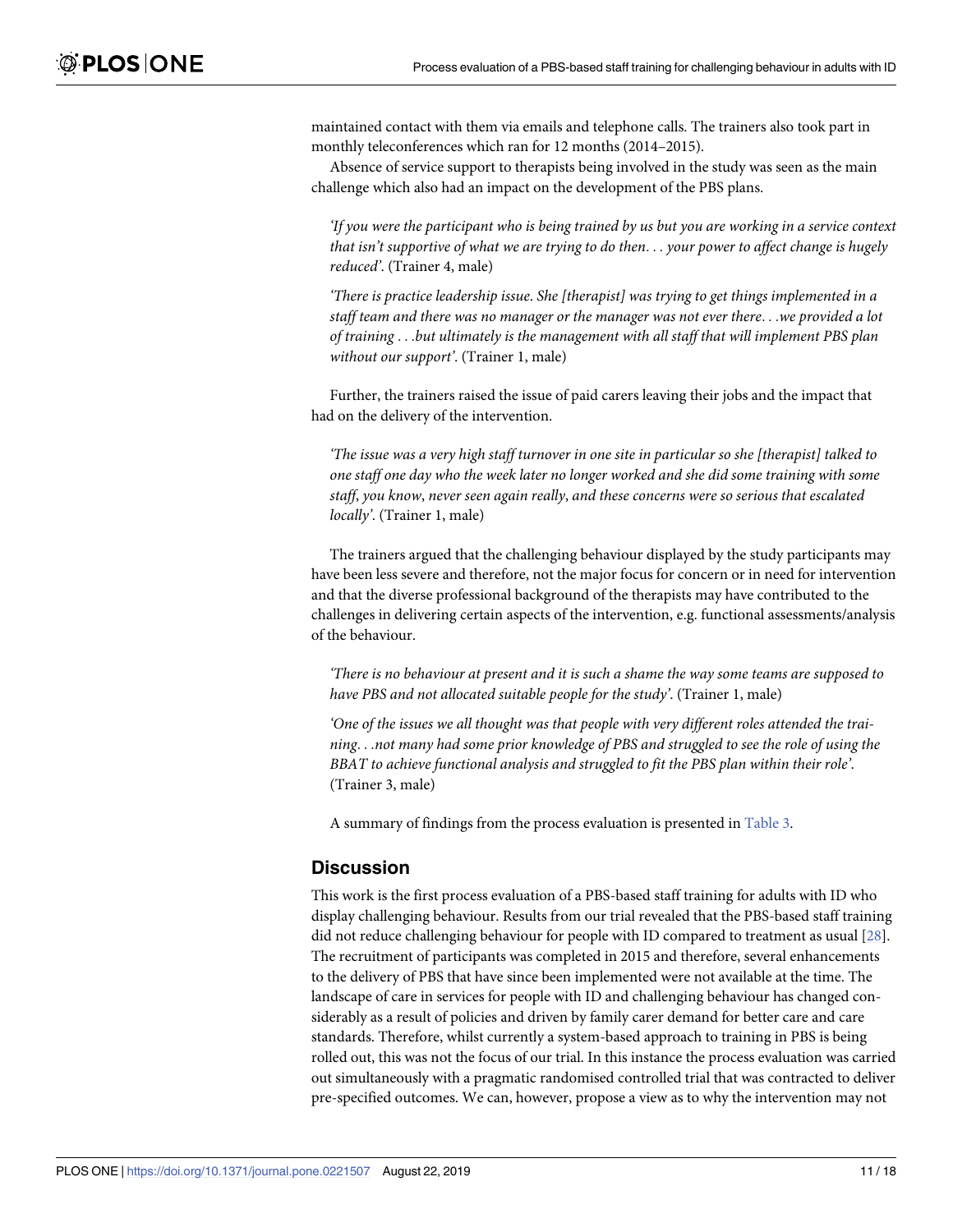maintained contact with them via emails and telephone calls. The trainers also took part in monthly teleconferences which ran for 12 months (2014–2015).

Absence of service support to therapists being involved in the study was seen as the main challenge which also had an impact on the development of the PBS plans.

> *'If you were the participant who is being trained by us but you are working in a service context that isn't supportive of what we are trying to do then. . . your power to affect change is hugely reduced'.* (Trainer 4, male)

> *'There is practice leadership issue. She [therapist] was trying to get things implemented in a staff team and there was no manager or the manager was not ever there. . .we provided a lot of training . . .but ultimately is the management with all staff that will implement PBS plan without our support'.* (Trainer 1, male)

Further, the trainers raised the issue of paid carers leaving their jobs and the impact that had on the delivery of the intervention.

> *'The issue was a very high staff turnover in one site in particular so she [therapist] talked to one staff one day who the week later no longer worked and she did some training with some staff, you know, never seen again really, and these concerns were so serious that escalated locally'.* (Trainer 1, male)

The trainers argued that the challenging behaviour displayed by the study participants may have been less severe and therefore, not the major focus for concern or in need for intervention and that the diverse professional background of the therapists may have contributed to the challenges in delivering certain aspects of the intervention, e.g. functional assessments/analysis of the behaviour.

> *'There is no behaviour at present and it is such a shame the way some teams are supposed to have PBS and not allocated suitable people for the study'.* (Trainer 1, male)

> *'One of the issues we all thought was that people with very different roles attended the training. . .not many had some prior knowledge of PBS and struggled to see the role of using the BBAT to achieve functional analysis and struggled to fit the PBS plan within their role'.* (Trainer 3, male)

A summary of findings from the process evaluation is presented in Table 3.

## Discussion

This work is the first process evaluation of a PBS-based staff training for adults with ID who display challenging behaviour. Results from our trial revealed that the PBS-based staff training did not reduce challenging behaviour for people with ID compared to treatment as usual [28]. The recruitment of participants was completed in 2015 and therefore, several enhancements to the delivery of PBS that have since been implemented were not available at the time. The landscape of care in services for people with ID and challenging behaviour has changed considerably as a result of policies and driven by family carer demand for better care and care standards. Therefore, whilst currently a system-based approach to training in PBS is being rolled out, this was not the focus of our trial. In this instance the process evaluation was carried out simultaneously with a pragmatic randomised controlled trial that was contracted to deliver pre-specified outcomes. We can, however, propose a view as to why the intervention may not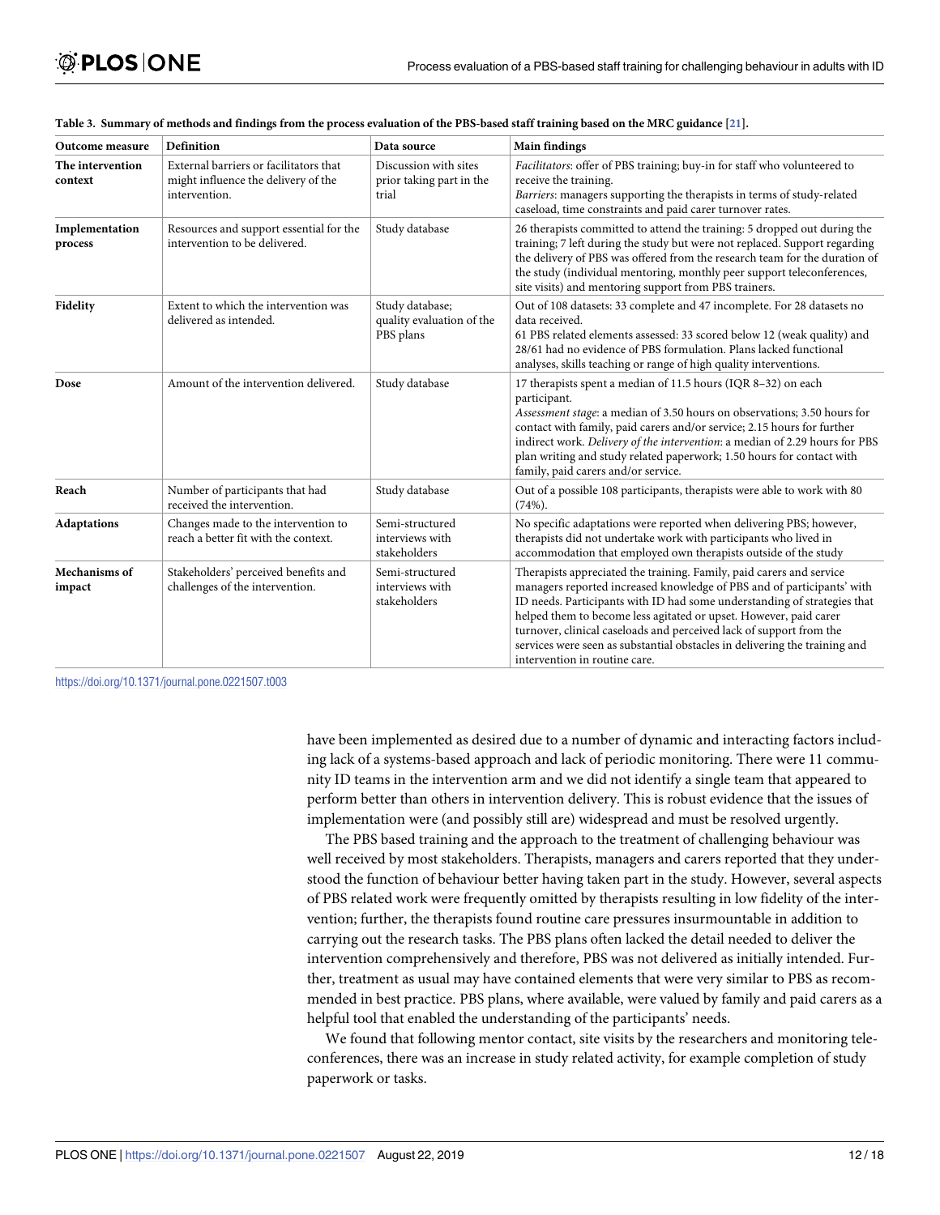**Table 3. Summary of methods and findings from the process evaluation of the PBS-based staff training based on the MRC guidance [21].**

| Outcome measure | Definition | Data source | Main findings |
|---|---|---|---|
| **The intervention context** | External barriers or facilitators that might influence the delivery of the intervention. | Discussion with sites prior taking part in the trial | *Facilitators*: offer of PBS training; buy-in for staff who volunteered to receive the training. *Barriers*: managers supporting the therapists in terms of study-related caseload, time constraints and paid carer turnover rates. |
| **Implementation process** | Resources and support essential for the intervention to be delivered. | Study database | 26 therapists committed to attend the training: 5 dropped out during the training; 7 left during the study but were not replaced. Support regarding the delivery of PBS was offered from the research team for the duration of the study (individual mentoring, monthly peer support teleconferences, site visits) and mentoring support from PBS trainers. |
| **Fidelity** | Extent to which the intervention was delivered as intended. | Study database; quality evaluation of the PBS plans | Out of 108 datasets: 33 complete and 47 incomplete. For 28 datasets no data received. 61 PBS related elements assessed: 33 scored below 12 (weak quality) and 28/61 had no evidence of PBS formulation. Plans lacked functional analyses, skills teaching or range of high quality interventions. |
| **Dose** | Amount of the intervention delivered. | Study database | 17 therapists spent a median of 11.5 hours (IQR 8–32) on each participant. *Assessment stage*: a median of 3.50 hours on observations; 3.50 hours for contact with family, paid carers and/or service; 2.15 hours for further indirect work. *Delivery of the intervention*: a median of 2.29 hours for PBS plan writing and study related paperwork; 1.50 hours for contact with family, paid carers and/or service. |
| **Reach** | Number of participants that had received the intervention. | Study database | Out of a possible 108 participants, therapists were able to work with 80 (74%). |
| **Adaptations** | Changes made to the intervention to reach a better fit with the context. | Semi-structured interviews with stakeholders | No specific adaptations were reported when delivering PBS; however, therapists did not undertake work with participants who lived in accommodation that employed own therapists outside of the study |
| **Mechanisms of impact** | Stakeholders' perceived benefits and challenges of the intervention. | Semi-structured interviews with stakeholders | Therapists appreciated the training. Family, paid carers and service managers reported increased knowledge of PBS and of participants' with ID needs. Participants with ID had some understanding of strategies that helped them to become less agitated or upset. However, paid carer turnover, clinical caseloads and perceived lack of support from the services were seen as substantial obstacles in delivering the training and intervention in routine care. |

https://doi.org/10.1371/journal.pone.0221507.t003

have been implemented as desired due to a number of dynamic and interacting factors including lack of a systems-based approach and lack of periodic monitoring. There were 11 community ID teams in the intervention arm and we did not identify a single team that appeared to perform better than others in intervention delivery. This is robust evidence that the issues of implementation were (and possibly still are) widespread and must be resolved urgently.

The PBS based training and the approach to the treatment of challenging behaviour was well received by most stakeholders. Therapists, managers and carers reported that they understood the function of behaviour better having taken part in the study. However, several aspects of PBS related work were frequently omitted by therapists resulting in low fidelity of the intervention; further, the therapists found routine care pressures insurmountable in addition to carrying out the research tasks. The PBS plans often lacked the detail needed to deliver the intervention comprehensively and therefore, PBS was not delivered as initially intended. Further, treatment as usual may have contained elements that were very similar to PBS as recommended in best practice. PBS plans, where available, were valued by family and paid carers as a helpful tool that enabled the understanding of the participants' needs.

We found that following mentor contact, site visits by the researchers and monitoring teleconferences, there was an increase in study related activity, for example completion of study paperwork or tasks.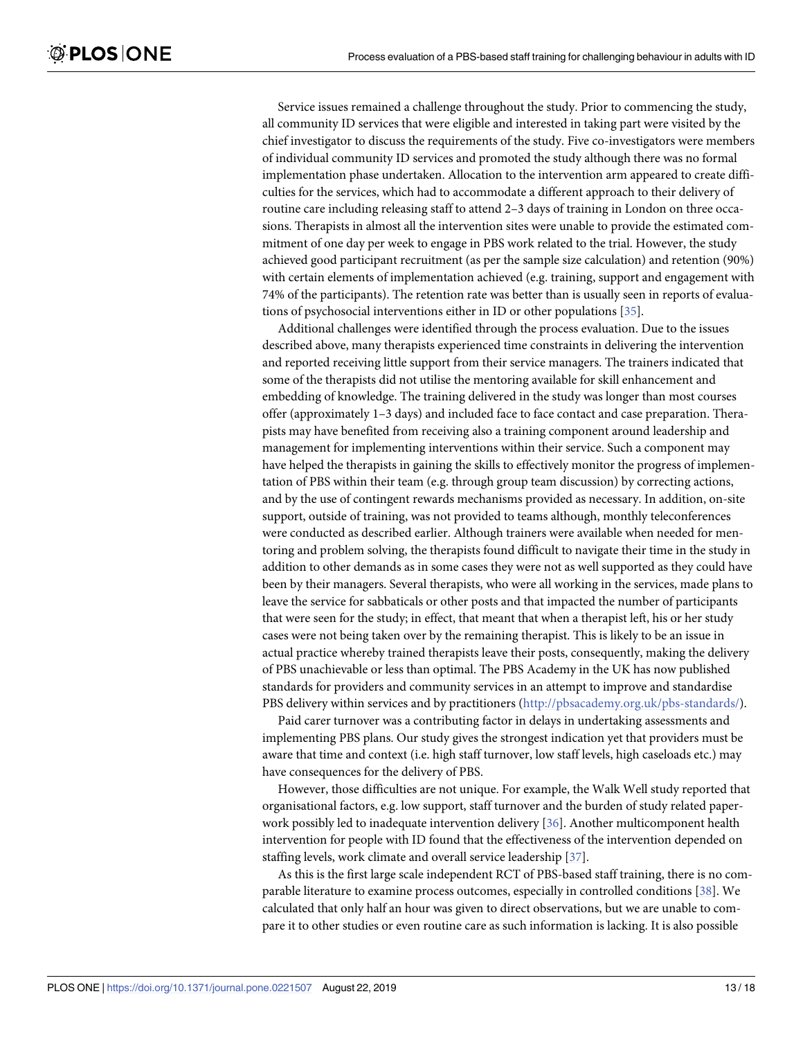Service issues remained a challenge throughout the study. Prior to commencing the study, all community ID services that were eligible and interested in taking part were visited by the chief investigator to discuss the requirements of the study. Five co-investigators were members of individual community ID services and promoted the study although there was no formal implementation phase undertaken. Allocation to the intervention arm appeared to create difficulties for the services, which had to accommodate a different approach to their delivery of routine care including releasing staff to attend 2–3 days of training in London on three occasions. Therapists in almost all the intervention sites were unable to provide the estimated commitment of one day per week to engage in PBS work related to the trial. However, the study achieved good participant recruitment (as per the sample size calculation) and retention (90%) with certain elements of implementation achieved (e.g. training, support and engagement with 74% of the participants). The retention rate was better than is usually seen in reports of evaluations of psychosocial interventions either in ID or other populations [35].

Additional challenges were identified through the process evaluation. Due to the issues described above, many therapists experienced time constraints in delivering the intervention and reported receiving little support from their service managers. The trainers indicated that some of the therapists did not utilise the mentoring available for skill enhancement and embedding of knowledge. The training delivered in the study was longer than most courses offer (approximately 1–3 days) and included face to face contact and case preparation. Therapists may have benefited from receiving also a training component around leadership and management for implementing interventions within their service. Such a component may have helped the therapists in gaining the skills to effectively monitor the progress of implementation of PBS within their team (e.g. through group team discussion) by correcting actions, and by the use of contingent rewards mechanisms provided as necessary. In addition, on-site support, outside of training, was not provided to teams although, monthly teleconferences were conducted as described earlier. Although trainers were available when needed for mentoring and problem solving, the therapists found difficult to navigate their time in the study in addition to other demands as in some cases they were not as well supported as they could have been by their managers. Several therapists, who were all working in the services, made plans to leave the service for sabbaticals or other posts and that impacted the number of participants that were seen for the study; in effect, that meant that when a therapist left, his or her study cases were not being taken over by the remaining therapist. This is likely to be an issue in actual practice whereby trained therapists leave their posts, consequently, making the delivery of PBS unachievable or less than optimal. The PBS Academy in the UK has now published standards for providers and community services in an attempt to improve and standardise PBS delivery within services and by practitioners (http://pbsacademy.org.uk/pbs-standards/).

Paid carer turnover was a contributing factor in delays in undertaking assessments and implementing PBS plans. Our study gives the strongest indication yet that providers must be aware that time and context (i.e. high staff turnover, low staff levels, high caseloads etc.) may have consequences for the delivery of PBS.

However, those difficulties are not unique. For example, the Walk Well study reported that organisational factors, e.g. low support, staff turnover and the burden of study related paperwork possibly led to inadequate intervention delivery [36]. Another multicomponent health intervention for people with ID found that the effectiveness of the intervention depended on staffing levels, work climate and overall service leadership [37].

As this is the first large scale independent RCT of PBS-based staff training, there is no comparable literature to examine process outcomes, especially in controlled conditions [38]. We calculated that only half an hour was given to direct observations, but we are unable to compare it to other studies or even routine care as such information is lacking. It is also possible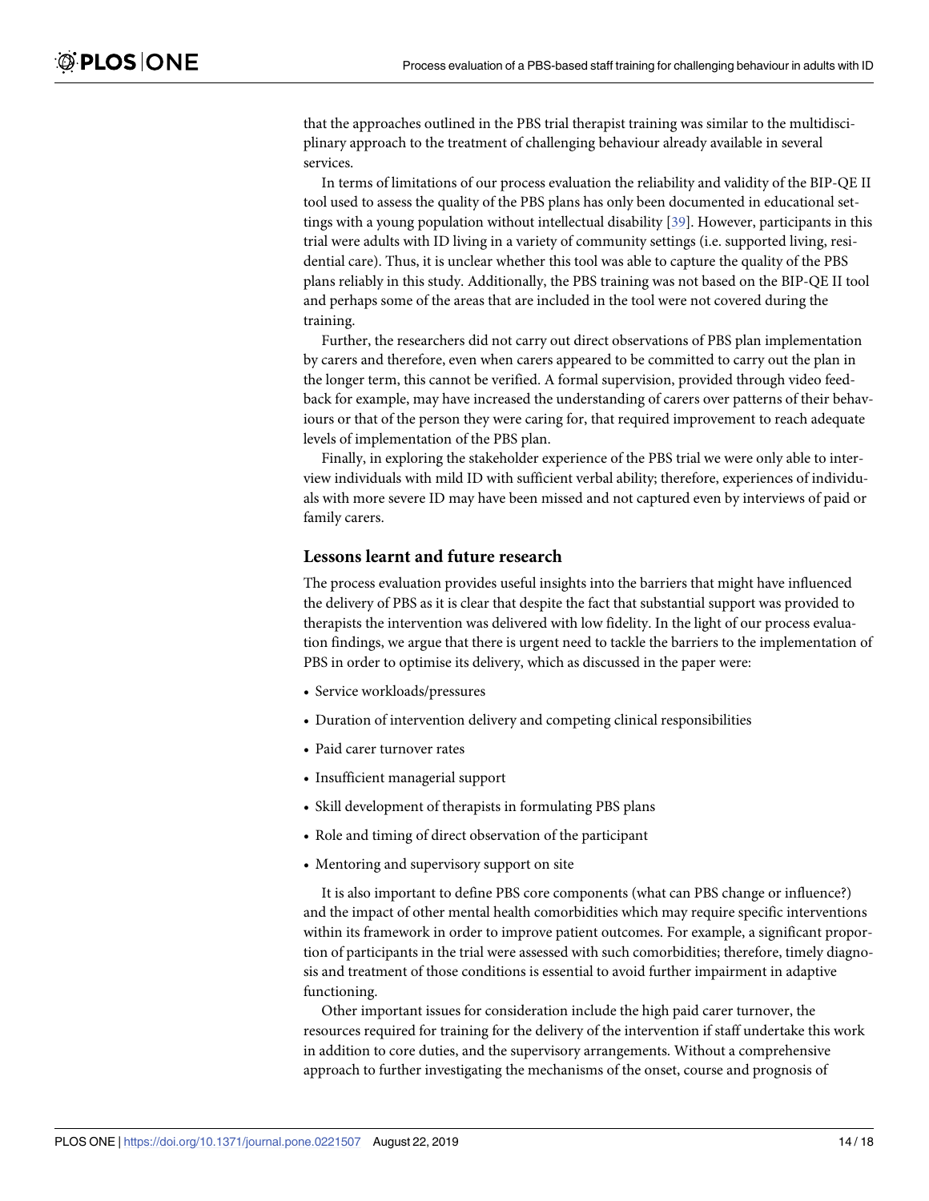that the approaches outlined in the PBS trial therapist training was similar to the multidisciplinary approach to the treatment of challenging behaviour already available in several services.

In terms of limitations of our process evaluation the reliability and validity of the BIP-QE II tool used to assess the quality of the PBS plans has only been documented in educational settings with a young population without intellectual disability [39]. However, participants in this trial were adults with ID living in a variety of community settings (i.e. supported living, residential care). Thus, it is unclear whether this tool was able to capture the quality of the PBS plans reliably in this study. Additionally, the PBS training was not based on the BIP-QE II tool and perhaps some of the areas that are included in the tool were not covered during the training.

Further, the researchers did not carry out direct observations of PBS plan implementation by carers and therefore, even when carers appeared to be committed to carry out the plan in the longer term, this cannot be verified. A formal supervision, provided through video feedback for example, may have increased the understanding of carers over patterns of their behaviours or that of the person they were caring for, that required improvement to reach adequate levels of implementation of the PBS plan.

Finally, in exploring the stakeholder experience of the PBS trial we were only able to interview individuals with mild ID with sufficient verbal ability; therefore, experiences of individuals with more severe ID may have been missed and not captured even by interviews of paid or family carers.

### Lessons learnt and future research

The process evaluation provides useful insights into the barriers that might have influenced the delivery of PBS as it is clear that despite the fact that substantial support was provided to therapists the intervention was delivered with low fidelity. In the light of our process evaluation findings, we argue that there is urgent need to tackle the barriers to the implementation of PBS in order to optimise its delivery, which as discussed in the paper were:

- Service workloads/pressures
- Duration of intervention delivery and competing clinical responsibilities
- Paid carer turnover rates
- Insufficient managerial support
- Skill development of therapists in formulating PBS plans
- Role and timing of direct observation of the participant
- Mentoring and supervisory support on site

It is also important to define PBS core components (what can PBS change or influence?) and the impact of other mental health comorbidities which may require specific interventions within its framework in order to improve patient outcomes. For example, a significant proportion of participants in the trial were assessed with such comorbidities; therefore, timely diagnosis and treatment of those conditions is essential to avoid further impairment in adaptive functioning.

Other important issues for consideration include the high paid carer turnover, the resources required for training for the delivery of the intervention if staff undertake this work in addition to core duties, and the supervisory arrangements. Without a comprehensive approach to further investigating the mechanisms of the onset, course and prognosis of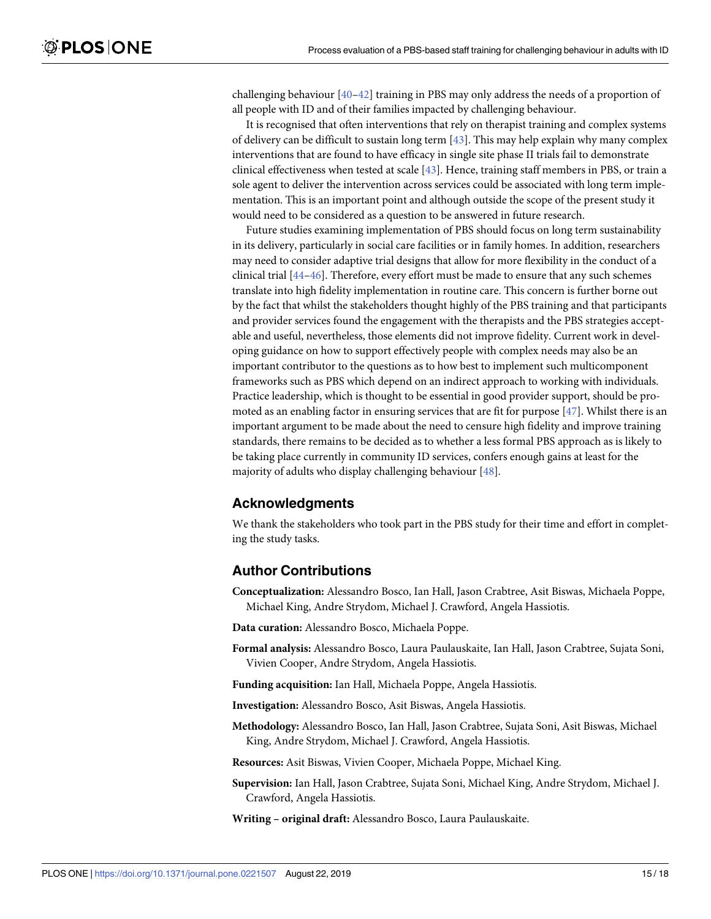challenging behaviour [40–42] training in PBS may only address the needs of a proportion of all people with ID and of their families impacted by challenging behaviour.

It is recognised that often interventions that rely on therapist training and complex systems of delivery can be difficult to sustain long term [43]. This may help explain why many complex interventions that are found to have efficacy in single site phase II trials fail to demonstrate clinical effectiveness when tested at scale [43]. Hence, training staff members in PBS, or train a sole agent to deliver the intervention across services could be associated with long term implementation. This is an important point and although outside the scope of the present study it would need to be considered as a question to be answered in future research.

Future studies examining implementation of PBS should focus on long term sustainability in its delivery, particularly in social care facilities or in family homes. In addition, researchers may need to consider adaptive trial designs that allow for more flexibility in the conduct of a clinical trial [44–46]. Therefore, every effort must be made to ensure that any such schemes translate into high fidelity implementation in routine care. This concern is further borne out by the fact that whilst the stakeholders thought highly of the PBS training and that participants and provider services found the engagement with the therapists and the PBS strategies acceptable and useful, nevertheless, those elements did not improve fidelity. Current work in developing guidance on how to support effectively people with complex needs may also be an important contributor to the questions as to how best to implement such multicomponent frameworks such as PBS which depend on an indirect approach to working with individuals. Practice leadership, which is thought to be essential in good provider support, should be promoted as an enabling factor in ensuring services that are fit for purpose [47]. Whilst there is an important argument to be made about the need to censure high fidelity and improve training standards, there remains to be decided as to whether a less formal PBS approach as is likely to be taking place currently in community ID services, confers enough gains at least for the majority of adults who display challenging behaviour [48].

## Acknowledgments

We thank the stakeholders who took part in the PBS study for their time and effort in completing the study tasks.

## Author Contributions

**Conceptualization:** Alessandro Bosco, Ian Hall, Jason Crabtree, Asit Biswas, Michaela Poppe, Michael King, Andre Strydom, Michael J. Crawford, Angela Hassiotis.

**Data curation:** Alessandro Bosco, Michaela Poppe.

**Formal analysis:** Alessandro Bosco, Laura Paulauskaite, Ian Hall, Jason Crabtree, Sujata Soni, Vivien Cooper, Andre Strydom, Angela Hassiotis.

**Funding acquisition:** Ian Hall, Michaela Poppe, Angela Hassiotis.

**Investigation:** Alessandro Bosco, Asit Biswas, Angela Hassiotis.

**Methodology:** Alessandro Bosco, Ian Hall, Jason Crabtree, Sujata Soni, Asit Biswas, Michael King, Andre Strydom, Michael J. Crawford, Angela Hassiotis.

**Resources:** Asit Biswas, Vivien Cooper, Michaela Poppe, Michael King.

**Supervision:** Ian Hall, Jason Crabtree, Sujata Soni, Michael King, Andre Strydom, Michael J. Crawford, Angela Hassiotis.

**Writing – original draft:** Alessandro Bosco, Laura Paulauskaite.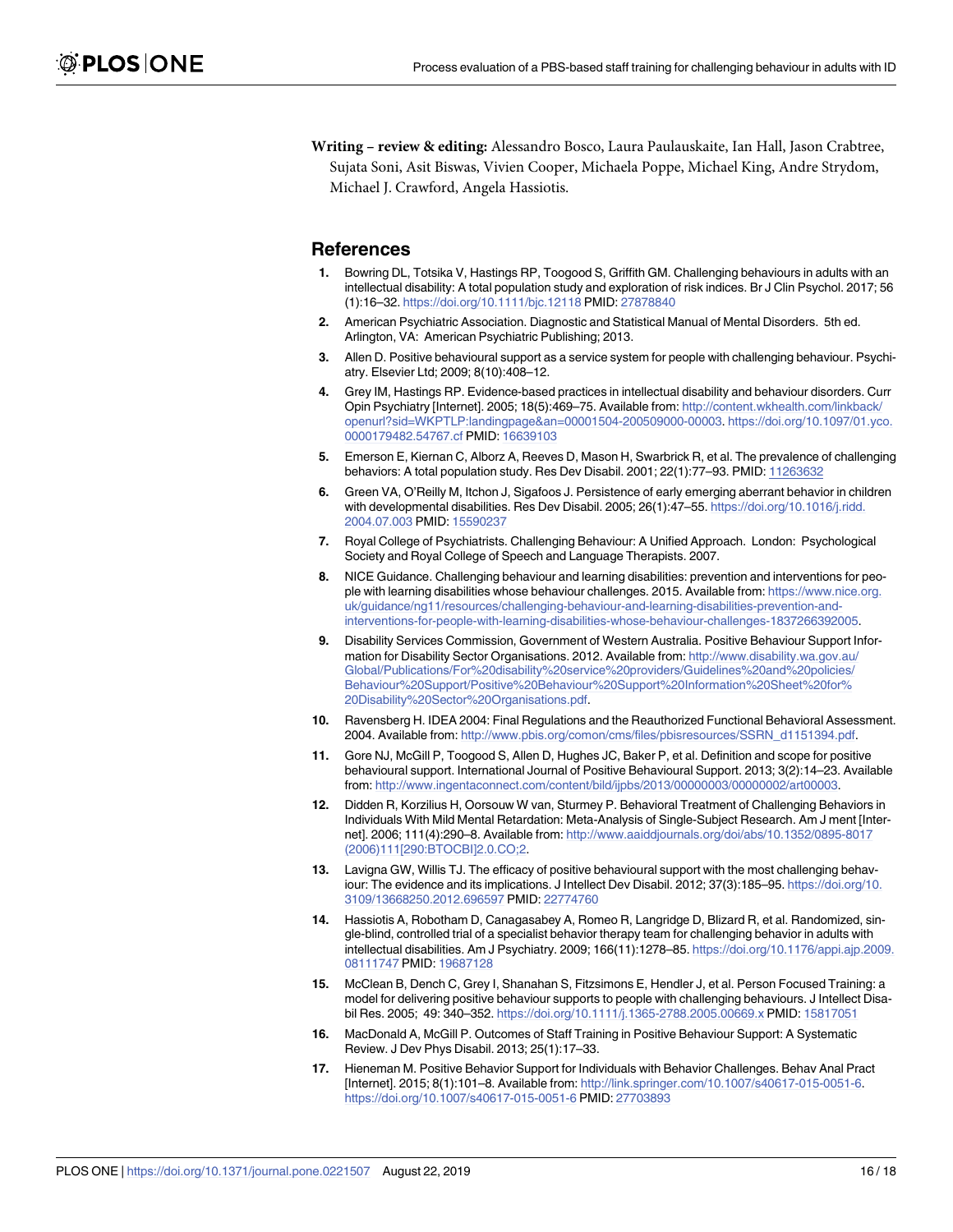**Writing – review & editing:** Alessandro Bosco, Laura Paulauskaite, Ian Hall, Jason Crabtree, Sujata Soni, Asit Biswas, Vivien Cooper, Michaela Poppe, Michael King, Andre Strydom, Michael J. Crawford, Angela Hassiotis.

## References

1. Bowring DL, Totsika V, Hastings RP, Toogood S, Griffith GM. Challenging behaviours in adults with an intellectual disability: A total population study and exploration of risk indices. Br J Clin Psychol. 2017; 56 (1):16–32. https://doi.org/10.1111/bjc.12118 PMID: 27878840
2. American Psychiatric Association. Diagnostic and Statistical Manual of Mental Disorders. 5th ed. Arlington, VA: American Psychiatric Publishing; 2013.
3. Allen D. Positive behavioural support as a service system for people with challenging behaviour. Psychiatry. Elsevier Ltd; 2009; 8(10):408–12.
4. Grey IM, Hastings RP. Evidence-based practices in intellectual disability and behaviour disorders. Curr Opin Psychiatry [Internet]. 2005; 18(5):469–75. Available from: http://content.wkhealth.com/linkback/openurl?sid=WKPTLP:landingpage&an=00001504-200509000-00003. https://doi.org/10.1097/01.yco.0000179482.54767.cf PMID: 16639103
5. Emerson E, Kiernan C, Alborz A, Reeves D, Mason H, Swarbrick R, et al. The prevalence of challenging behaviors: A total population study. Res Dev Disabil. 2001; 22(1):77–93. PMID: 11263632
6. Green VA, O'Reilly M, Itchon J, Sigafoos J. Persistence of early emerging aberrant behavior in children with developmental disabilities. Res Dev Disabil. 2005; 26(1):47–55. https://doi.org/10.1016/j.ridd.2004.07.003 PMID: 15590237
7. Royal College of Psychiatrists. Challenging Behaviour: A Unified Approach. London: Psychological Society and Royal College of Speech and Language Therapists. 2007.
8. NICE Guidance. Challenging behaviour and learning disabilities: prevention and interventions for people with learning disabilities whose behaviour challenges. 2015. Available from: https://www.nice.org.uk/guidance/ng11/resources/challenging-behaviour-and-learning-disabilities-prevention-and-interventions-for-people-with-learning-disabilities-whose-behaviour-challenges-1837266392005.
9. Disability Services Commission, Government of Western Australia. Positive Behaviour Support Information for Disability Sector Organisations. 2012. Available from: http://www.disability.wa.gov.au/Global/Publications/For%20disability%20service%20providers/Guidelines%20and%20policies/Behaviour%20Support/Positive%20Behaviour%20Support%20Information%20Sheet%20for%20Disability%20Sector%20Organisations.pdf.
10. Ravensberg H. IDEA 2004: Final Regulations and the Reauthorized Functional Behavioral Assessment. 2004. Available from: http://www.pbis.org/comon/cms/files/pbisresources/SSRN_d1151394.pdf.
11. Gore NJ, McGill P, Toogood S, Allen D, Hughes JC, Baker P, et al. Definition and scope for positive behavioural support. International Journal of Positive Behavioural Support. 2013; 3(2):14–23. Available from: http://www.ingentaconnect.com/content/bild/ijpbs/2013/00000003/00000002/art00003.
12. Didden R, Korzilius H, Oorsouw W van, Sturmey P. Behavioral Treatment of Challenging Behaviors in Individuals With Mild Mental Retardation: Meta-Analysis of Single-Subject Research. Am J ment [Internet]. 2006; 111(4):290–8. Available from: http://www.aaiddjournals.org/doi/abs/10.1352/0895-8017(2006)111[290:BTOCBI]2.0.CO;2.
13. Lavigna GW, Willis TJ. The efficacy of positive behavioural support with the most challenging behaviour: The evidence and its implications. J Intellect Dev Disabil. 2012; 37(3):185–95. https://doi.org/10.3109/13668250.2012.696597 PMID: 22774760
14. Hassiotis A, Robotham D, Canagasabey A, Romeo R, Langridge D, Blizard R, et al. Randomized, single-blind, controlled trial of a specialist behavior therapy team for challenging behavior in adults with intellectual disabilities. Am J Psychiatry. 2009; 166(11):1278–85. https://doi.org/10.1176/appi.ajp.2009.08111747 PMID: 19687128
15. McClean B, Dench C, Grey I, Shanahan S, Fitzsimons E, Hendler J, et al. Person Focused Training: a model for delivering positive behaviour supports to people with challenging behaviours. J Intellect Disabil Res. 2005; 49: 340–352. https://doi.org/10.1111/j.1365-2788.2005.00669.x PMID: 15817051
16. MacDonald A, McGill P. Outcomes of Staff Training in Positive Behaviour Support: A Systematic Review. J Dev Phys Disabil. 2013; 25(1):17–33.
17. Hieneman M. Positive Behavior Support for Individuals with Behavior Challenges. Behav Anal Pract [Internet]. 2015; 8(1):101–8. Available from: http://link.springer.com/10.1007/s40617-015-0051-6. https://doi.org/10.1007/s40617-015-0051-6 PMID: 27703893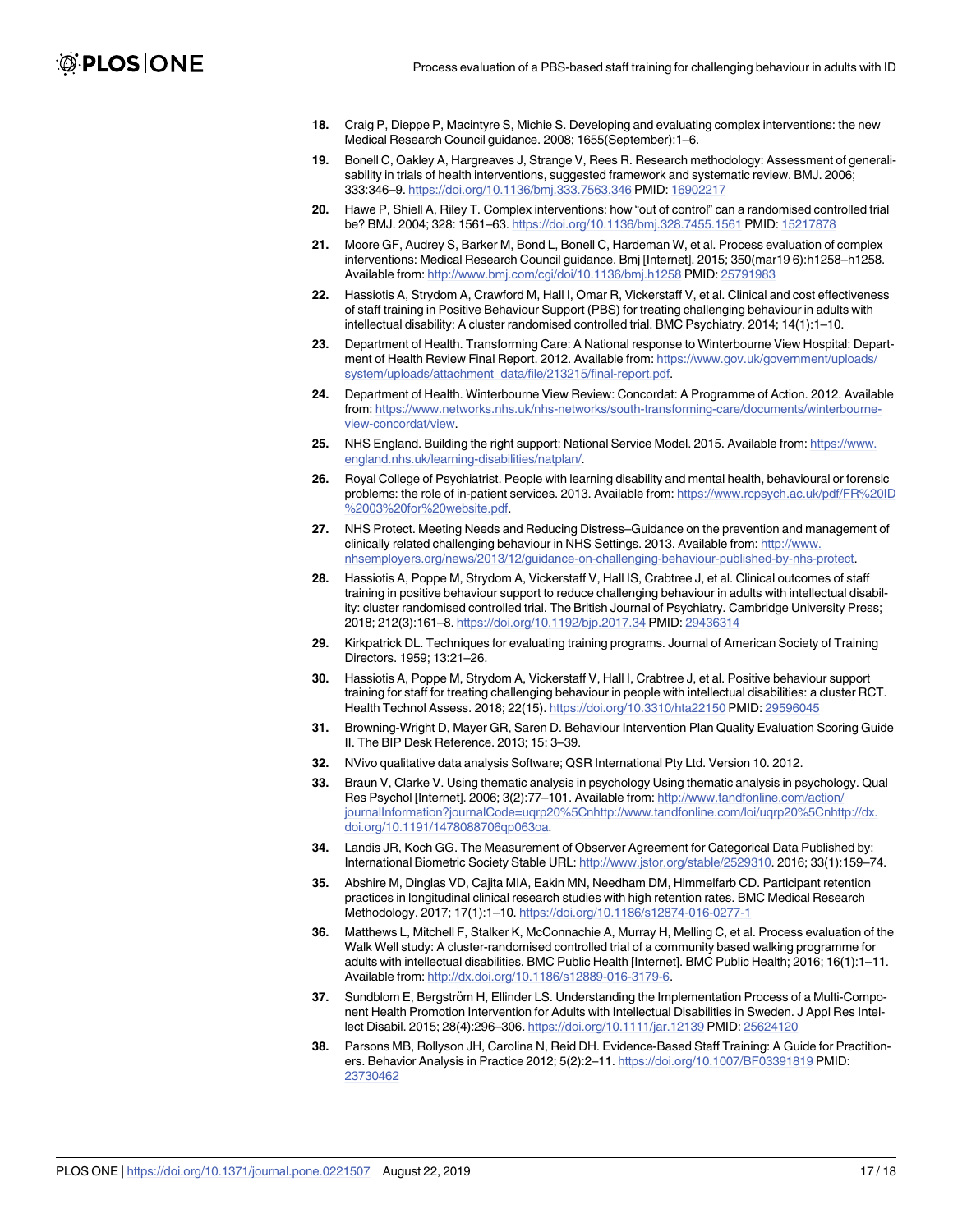18. Craig P, Dieppe P, Macintyre S, Michie S. Developing and evaluating complex interventions: the new Medical Research Council guidance. 2008; 1655(September):1–6.
19. Bonell C, Oakley A, Hargreaves J, Strange V, Rees R. Research methodology: Assessment of generalisability in trials of health interventions, suggested framework and systematic review. BMJ. 2006; 333:346–9. https://doi.org/10.1136/bmj.333.7563.346 PMID: 16902217
20. Hawe P, Shiell A, Riley T. Complex interventions: how "out of control" can a randomised controlled trial be? BMJ. 2004; 328: 1561–63. https://doi.org/10.1136/bmj.328.7455.1561 PMID: 15217878
21. Moore GF, Audrey S, Barker M, Bond L, Bonell C, Hardeman W, et al. Process evaluation of complex interventions: Medical Research Council guidance. Bmj [Internet]. 2015; 350(mar19 6):h1258–h1258. Available from: http://www.bmj.com/cgi/doi/10.1136/bmj.h1258 PMID: 25791983
22. Hassiotis A, Strydom A, Crawford M, Hall I, Omar R, Vickerstaff V, et al. Clinical and cost effectiveness of staff training in Positive Behaviour Support (PBS) for treating challenging behaviour in adults with intellectual disability: A cluster randomised controlled trial. BMC Psychiatry. 2014; 14(1):1–10.
23. Department of Health. Transforming Care: A National response to Winterbourne View Hospital: Department of Health Review Final Report. 2012. Available from: https://www.gov.uk/government/uploads/system/uploads/attachment_data/file/213215/final-report.pdf.
24. Department of Health. Winterbourne View Review: Concordat: A Programme of Action. 2012. Available from: https://www.networks.nhs.uk/nhs-networks/south-transforming-care/documents/winterbourne-view-concordat/view.
25. NHS England. Building the right support: National Service Model. 2015. Available from: https://www.england.nhs.uk/learning-disabilities/natplan/.
26. Royal College of Psychiatrist. People with learning disability and mental health, behavioural or forensic problems: the role of in-patient services. 2013. Available from: https://www.rcpsych.ac.uk/pdf/FR%20ID%2003%20for%20website.pdf.
27. NHS Protect. Meeting Needs and Reducing Distress–Guidance on the prevention and management of clinically related challenging behaviour in NHS Settings. 2013. Available from: http://www.nhsemployers.org/news/2013/12/guidance-on-challenging-behaviour-published-by-nhs-protect.
28. Hassiotis A, Poppe M, Strydom A, Vickerstaff V, Hall IS, Crabtree J, et al. Clinical outcomes of staff training in positive behaviour support to reduce challenging behaviour in adults with intellectual disability: cluster randomised controlled trial. The British Journal of Psychiatry. Cambridge University Press; 2018; 212(3):161–8. https://doi.org/10.1192/bjp.2017.34 PMID: 29436314
29. Kirkpatrick DL. Techniques for evaluating training programs. Journal of American Society of Training Directors. 1959; 13:21–26.
30. Hassiotis A, Poppe M, Strydom A, Vickerstaff V, Hall I, Crabtree J, et al. Positive behaviour support training for staff for treating challenging behaviour in people with intellectual disabilities: a cluster RCT. Health Technol Assess. 2018; 22(15). https://doi.org/10.3310/hta22150 PMID: 29596045
31. Browning-Wright D, Mayer GR, Saren D. Behaviour Intervention Plan Quality Evaluation Scoring Guide II. The BIP Desk Reference. 2013; 15: 3–39.
32. NVivo qualitative data analysis Software; QSR International Pty Ltd. Version 10. 2012.
33. Braun V, Clarke V. Using thematic analysis in psychology Using thematic analysis in psychology. Qual Res Psychol [Internet]. 2006; 3(2):77–101. Available from: http://www.tandfonline.com/action/journalInformation?journalCode=uqrp20%5Cnhttp://www.tandfonline.com/loi/uqrp20%5Cnhttp://dx.doi.org/10.1191/1478088706qp063oa.
34. Landis JR, Koch GG. The Measurement of Observer Agreement for Categorical Data Published by: International Biometric Society Stable URL: http://www.jstor.org/stable/2529310. 2016; 33(1):159–74.
35. Abshire M, Dinglas VD, Cajita MIA, Eakin MN, Needham DM, Himmelfarb CD. Participant retention practices in longitudinal clinical research studies with high retention rates. BMC Medical Research Methodology. 2017; 17(1):1–10. https://doi.org/10.1186/s12874-016-0277-1
36. Matthews L, Mitchell F, Stalker K, McConnachie A, Murray H, Melling C, et al. Process evaluation of the Walk Well study: A cluster-randomised controlled trial of a community based walking programme for adults with intellectual disabilities. BMC Public Health [Internet]. BMC Public Health; 2016; 16(1):1–11. Available from: http://dx.doi.org/10.1186/s12889-016-3179-6.
37. Sundblom E, Bergström H, Ellinder LS. Understanding the Implementation Process of a Multi-Component Health Promotion Intervention for Adults with Intellectual Disabilities in Sweden. J Appl Res Intellect Disabil. 2015; 28(4):296–306. https://doi.org/10.1111/jar.12139 PMID: 25624120
38. Parsons MB, Rollyson JH, Carolina N, Reid DH. Evidence-Based Staff Training: A Guide for Practitioners. Behavior Analysis in Practice 2012; 5(2):2–11. https://doi.org/10.1007/BF03391819 PMID: 23730462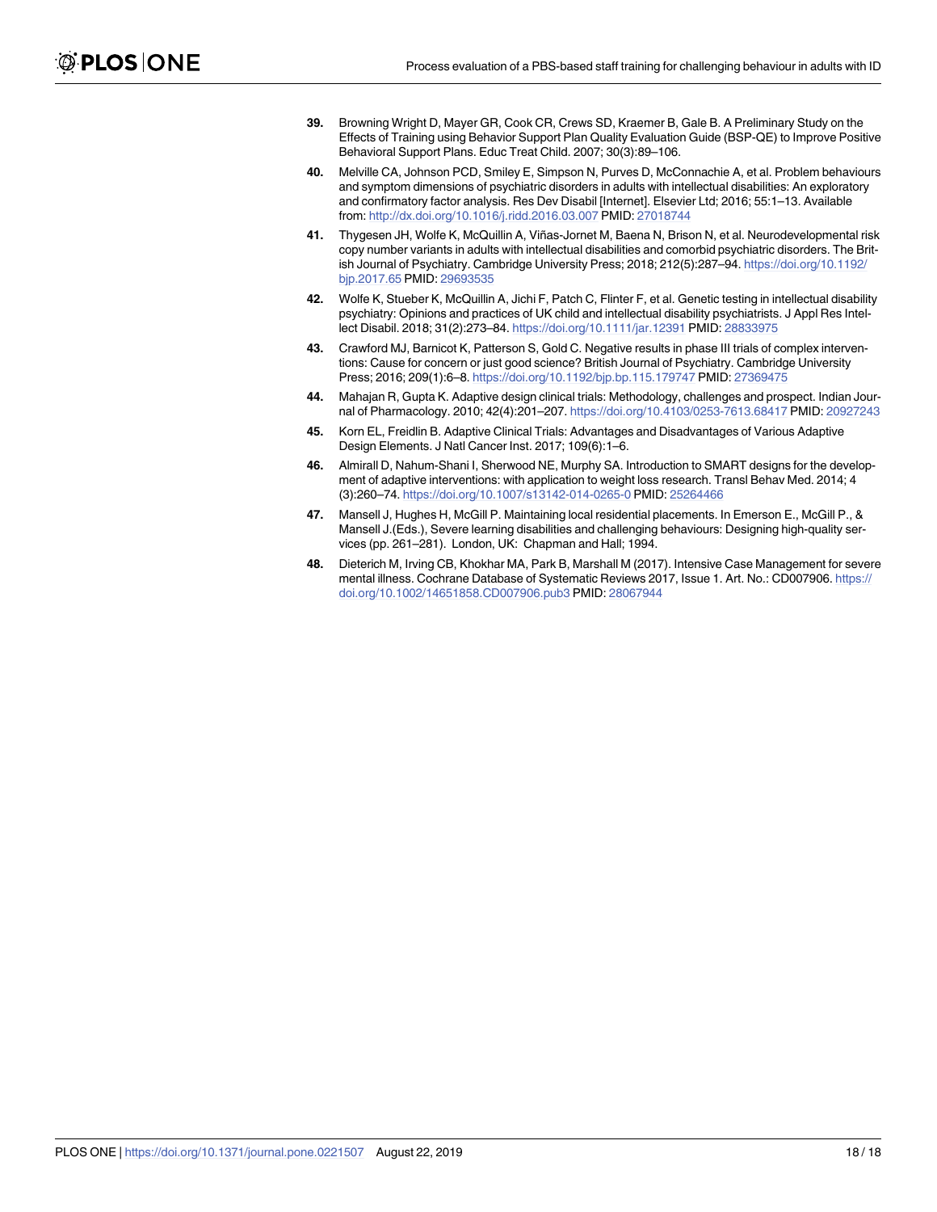39. Browning Wright D, Mayer GR, Cook CR, Crews SD, Kraemer B, Gale B. A Preliminary Study on the Effects of Training using Behavior Support Plan Quality Evaluation Guide (BSP-QE) to Improve Positive Behavioral Support Plans. Educ Treat Child. 2007; 30(3):89–106.
40. Melville CA, Johnson PCD, Smiley E, Simpson N, Purves D, McConnachie A, et al. Problem behaviours and symptom dimensions of psychiatric disorders in adults with intellectual disabilities: An exploratory and confirmatory factor analysis. Res Dev Disabil [Internet]. Elsevier Ltd; 2016; 55:1–13. Available from: http://dx.doi.org/10.1016/j.ridd.2016.03.007 PMID: 27018744
41. Thygesen JH, Wolfe K, McQuillin A, Viñas-Jornet M, Baena N, Brison N, et al. Neurodevelopmental risk copy number variants in adults with intellectual disabilities and comorbid psychiatric disorders. The British Journal of Psychiatry. Cambridge University Press; 2018; 212(5):287–94. https://doi.org/10.1192/bjp.2017.65 PMID: 29693535
42. Wolfe K, Stueber K, McQuillin A, Jichi F, Patch C, Flinter F, et al. Genetic testing in intellectual disability psychiatry: Opinions and practices of UK child and intellectual disability psychiatrists. J Appl Res Intellect Disabil. 2018; 31(2):273–84. https://doi.org/10.1111/jar.12391 PMID: 28833975
43. Crawford MJ, Barnicot K, Patterson S, Gold C. Negative results in phase III trials of complex interventions: Cause for concern or just good science? British Journal of Psychiatry. Cambridge University Press; 2016; 209(1):6–8. https://doi.org/10.1192/bjp.bp.115.179747 PMID: 27369475
44. Mahajan R, Gupta K. Adaptive design clinical trials: Methodology, challenges and prospect. Indian Journal of Pharmacology. 2010; 42(4):201–207. https://doi.org/10.4103/0253-7613.68417 PMID: 20927243
45. Korn EL, Freidlin B. Adaptive Clinical Trials: Advantages and Disadvantages of Various Adaptive Design Elements. J Natl Cancer Inst. 2017; 109(6):1–6.
46. Almirall D, Nahum-Shani I, Sherwood NE, Murphy SA. Introduction to SMART designs for the development of adaptive interventions: with application to weight loss research. Transl Behav Med. 2014; 4 (3):260–74. https://doi.org/10.1007/s13142-014-0265-0 PMID: 25264466
47. Mansell J, Hughes H, McGill P. Maintaining local residential placements. In Emerson E., McGill P., & Mansell J.(Eds.), Severe learning disabilities and challenging behaviours: Designing high-quality services (pp. 261–281). London, UK: Chapman and Hall; 1994.
48. Dieterich M, Irving CB, Khokhar MA, Park B, Marshall M (2017). Intensive Case Management for severe mental illness. Cochrane Database of Systematic Reviews 2017, Issue 1. Art. No.: CD007906. https://doi.org/10.1002/14651858.CD007906.pub3 PMID: 28067944